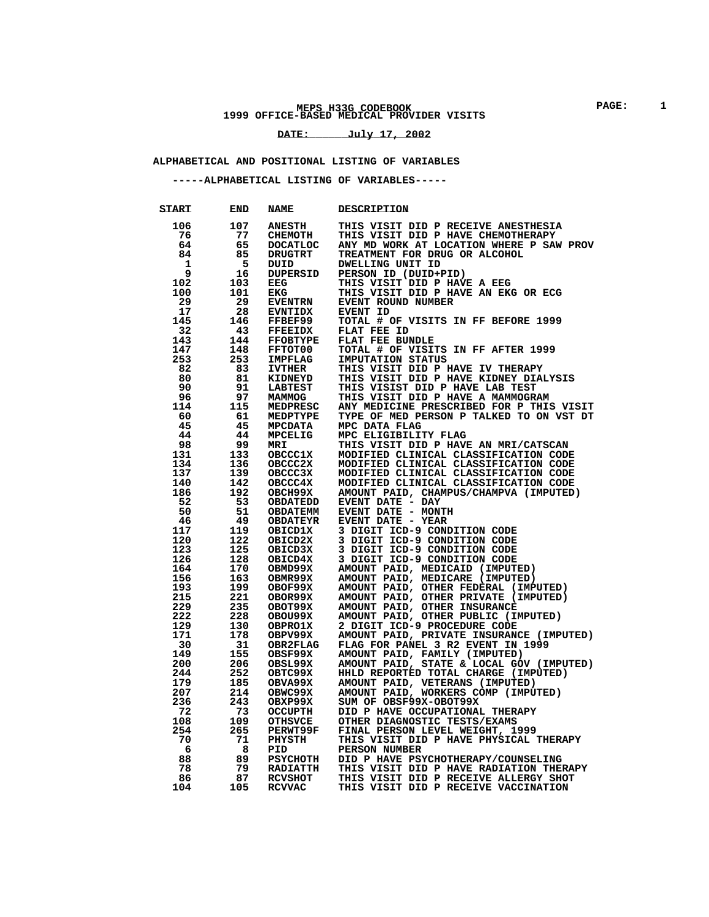# MEPS H33G CODEBOOK
## 1999 OFFICE-BASED MEDICAL PROVIDER VISITS

**DATE: July 17, 2002**

### ALPHABETICAL AND POSITIONAL LISTING OF VARIABLES

-----ALPHABETICAL LISTING OF VARIABLES-----

| START | END | NAME | DESCRIPTION |
|---|---|---|---|
| 106 | 107 | ANESTH | THIS VISIT DID P RECEIVE ANESTHESIA |
| 76 | 77 | CHEMOTH | THIS VISIT DID P HAVE CHEMOTHERAPY |
| 64 | 65 | DOCATLOC | ANY MD WORK AT LOCATION WHERE P SAW PROV |
| 84 | 85 | DRUGTRT | TREATMENT FOR DRUG OR ALCOHOL |
| 1 | 5 | DUID | DWELLING UNIT ID |
| 9 | 16 | DUPERSID | PERSON ID (DUID+PID) |
| 102 | 103 | EEG | THIS VISIT DID P HAVE A EEG |
| 100 | 101 | EKG | THIS VISIT DID P HAVE AN EKG OR ECG |
| 29 | 29 | EVENTRN | EVENT ROUND NUMBER |
| 17 | 28 | EVNTIDX | EVENT ID |
| 145 | 146 | FFBEF99 | TOTAL # OF VISITS IN FF BEFORE 1999 |
| 32 | 43 | FFEEIDX | FLAT FEE ID |
| 143 | 144 | FFOBTYPE | FLAT FEE BUNDLE |
| 147 | 148 | FFTOT00 | TOTAL # OF VISITS IN FF AFTER 1999 |
| 253 | 253 | IMPFLAG | IMPUTATION STATUS |
| 82 | 83 | IVTHER | THIS VISIT DID P HAVE IV THERAPY |
| 80 | 81 | KIDNEYD | THIS VISIT DID P HAVE KIDNEY DIALYSIS |
| 90 | 91 | LABTEST | THIS VISIST DID P HAVE LAB TEST |
| 96 | 97 | MAMMOG | THIS VISIT DID P HAVE A MAMMOGRAM |
| 114 | 115 | MEDPRESC | ANY MEDICINE PRESCRIBED FOR P THIS VISIT |
| 60 | 61 | MEDPTYPE | TYPE OF MED PERSON P TALKED TO ON VST DT |
| 45 | 45 | MPCDATA | MPC DATA FLAG |
| 44 | 44 | MPCELIG | MPC ELIGIBILITY FLAG |
| 98 | 99 | MRI | THIS VISIT DID P HAVE AN MRI/CATSCAN |
| 131 | 133 | OBCCC1X | MODIFIED CLINICAL CLASSIFICATION CODE |
| 134 | 136 | OBCCC2X | MODIFIED CLINICAL CLASSIFICATION CODE |
| 137 | 139 | OBCCC3X | MODIFIED CLINICAL CLASSIFICATION CODE |
| 140 | 142 | OBCCC4X | MODIFIED CLINICAL CLASSIFICATION CODE |
| 186 | 192 | OBCH99X | AMOUNT PAID, CHAMPUS/CHAMPVA (IMPUTED) |
| 52 | 53 | OBDATEDD | EVENT DATE - DAY |
| 50 | 51 | OBDATEMM | EVENT DATE - MONTH |
| 46 | 49 | OBDATEYR | EVENT DATE - YEAR |
| 117 | 119 | OBICD1X | 3 DIGIT ICD-9 CONDITION CODE |
| 120 | 122 | OBICD2X | 3 DIGIT ICD-9 CONDITION CODE |
| 123 | 125 | OBICD3X | 3 DIGIT ICD-9 CONDITION CODE |
| 126 | 128 | OBICD4X | 3 DIGIT ICD-9 CONDITION CODE |
| 164 | 170 | OBMD99X | AMOUNT PAID, MEDICAID (IMPUTED) |
| 156 | 163 | OBMR99X | AMOUNT PAID, MEDICARE (IMPUTED) |
| 193 | 199 | OBOF99X | AMOUNT PAID, OTHER FEDERAL (IMPUTED) |
| 215 | 221 | OBOR99X | AMOUNT PAID, OTHER PRIVATE (IMPUTED) |
| 229 | 235 | OBOT99X | AMOUNT PAID, OTHER INSURANCE |
| 222 | 228 | OBOU99X | AMOUNT PAID, OTHER PUBLIC (IMPUTED) |
| 129 | 130 | OBPRO1X | 2 DIGIT ICD-9 PROCEDURE CODE |
| 171 | 178 | OBPV99X | AMOUNT PAID, PRIVATE INSURANCE (IMPUTED) |
| 30 | 31 | OBR2FLAG | FLAG FOR PANEL 3 R2 EVENT IN 1999 |
| 149 | 155 | OBSF99X | AMOUNT PAID, FAMILY (IMPUTED) |
| 200 | 206 | OBSL99X | AMOUNT PAID, STATE & LOCAL GOV (IMPUTED) |
| 244 | 252 | OBTC99X | HHLD REPORTED TOTAL CHARGE (IMPUTED) |
| 179 | 185 | OBVA99X | AMOUNT PAID, VETERANS (IMPUTED) |
| 207 | 214 | OBWC99X | AMOUNT PAID, WORKERS COMP (IMPUTED) |
| 236 | 243 | OBXP99X | SUM OF OBSF99X-OBOT99X |
| 72 | 73 | OCCUPTH | DID P HAVE OCCUPATIONAL THERAPY |
| 108 | 109 | OTHSVCE | OTHER DIAGNOSTIC TESTS/EXAMS |
| 254 | 265 | PERWT99F | FINAL PERSON LEVEL WEIGHT, 1999 |
| 70 | 71 | PHYSTH | THIS VISIT DID P HAVE PHYSICAL THERAPY |
| 6 | 8 | PID | PERSON NUMBER |
| 88 | 89 | PSYCHOTH | DID P HAVE PSYCHOTHERAPY/COUNSELING |
| 78 | 79 | RADIATTH | THIS VISIT DID P HAVE RADIATION THERAPY |
| 86 | 87 | RCVSHOT | THIS VISIT DID P RECEIVE ALLERGY SHOT |
| 104 | 105 | RCVVAC | THIS VISIT DID P RECEIVE VACCINATION |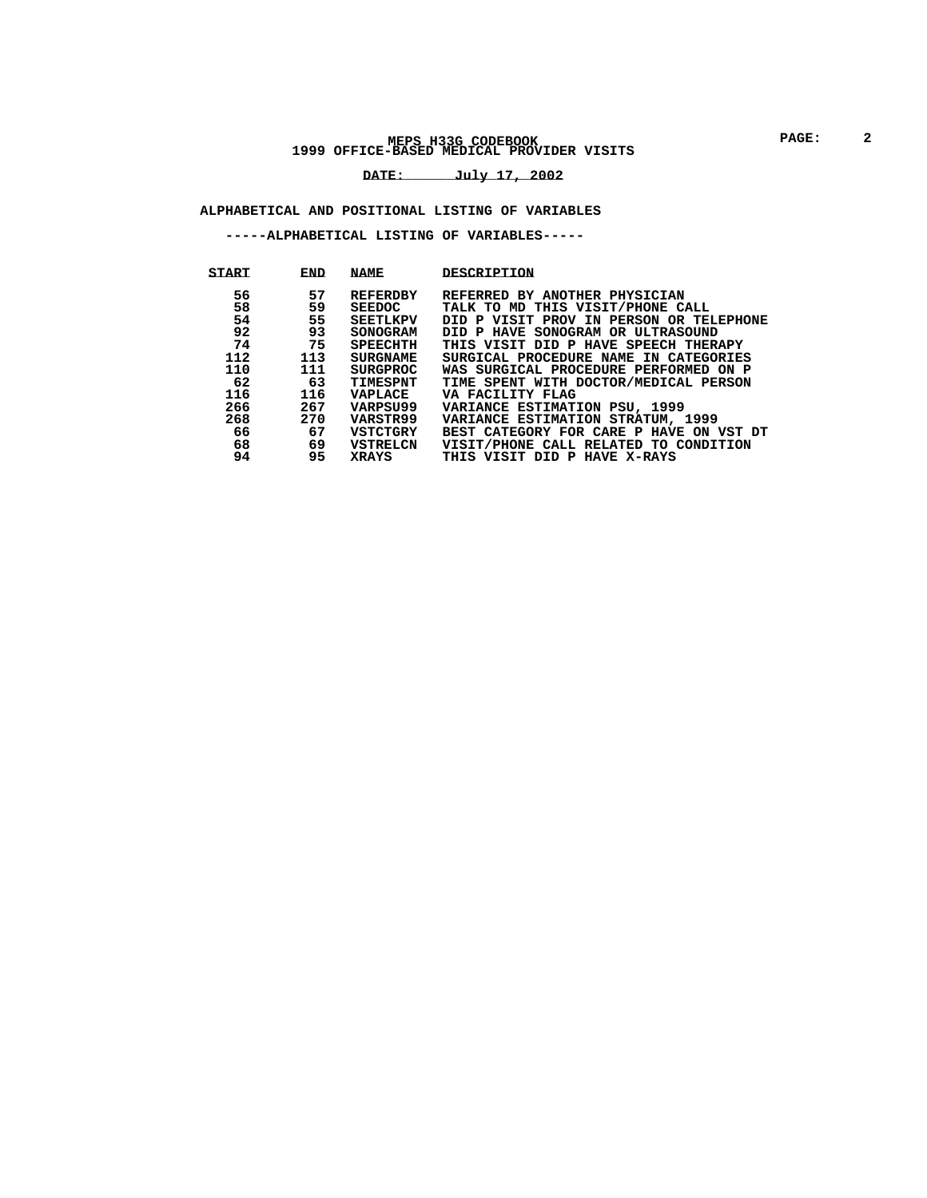## MEPS H33G CODEBOOK
## 1999 OFFICE-BASED MEDICAL PROVIDER VISITS

**DATE: July 17, 2002**

### ALPHABETICAL AND POSITIONAL LISTING OF VARIABLES

#### -----ALPHABETICAL LISTING OF VARIABLES-----

| START | END | NAME | DESCRIPTION |
|---|---|---|---|
| 56 | 57 | REFERDBY | REFERRED BY ANOTHER PHYSICIAN |
| 58 | 59 | SEEDOC | TALK TO MD THIS VISIT/PHONE CALL |
| 54 | 55 | SEETLKPV | DID P VISIT PROV IN PERSON OR TELEPHONE |
| 92 | 93 | SONOGRAM | DID P HAVE SONOGRAM OR ULTRASOUND |
| 74 | 75 | SPEECHTH | THIS VISIT DID P HAVE SPEECH THERAPY |
| 112 | 113 | SURGNAME | SURGICAL PROCEDURE NAME IN CATEGORIES |
| 110 | 111 | SURGPROC | WAS SURGICAL PROCEDURE PERFORMED ON P |
| 62 | 63 | TIMESPNT | TIME SPENT WITH DOCTOR/MEDICAL PERSON |
| 116 | 116 | VAPLACE | VA FACILITY FLAG |
| 266 | 267 | VARPSU99 | VARIANCE ESTIMATION PSU, 1999 |
| 268 | 270 | VARSTR99 | VARIANCE ESTIMATION STRATUM, 1999 |
| 66 | 67 | VSTCTGRY | BEST CATEGORY FOR CARE P HAVE ON VST DT |
| 68 | 69 | VSTRELCN | VISIT/PHONE CALL RELATED TO CONDITION |
| 94 | 95 | XRAYS | THIS VISIT DID P HAVE X-RAYS |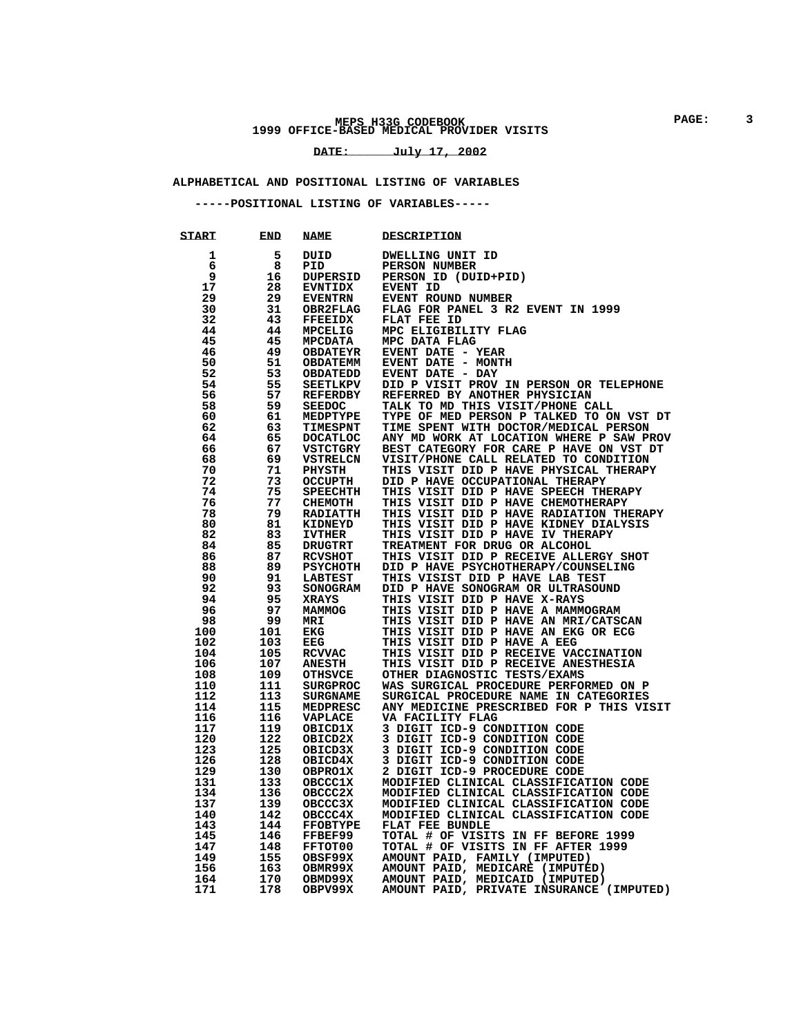MEPS H33G CODEBOOK
1999 OFFICE-BASED MEDICAL PROVIDER VISITS

DATE: July 17, 2002

## ALPHABETICAL AND POSITIONAL LISTING OF VARIABLES

### -----POSITIONAL LISTING OF VARIABLES-----

| START | END | NAME | DESCRIPTION |
|---|---|---|---|
| 1 | 5 | DUID | DWELLING UNIT ID |
| 6 | 8 | PID | PERSON NUMBER |
| 9 | 16 | DUPERSID | PERSON ID (DUID+PID) |
| 17 | 28 | EVNTIDX | EVENT ID |
| 29 | 29 | EVENTRN | EVENT ROUND NUMBER |
| 30 | 31 | OBR2FLAG | FLAG FOR PANEL 3 R2 EVENT IN 1999 |
| 32 | 43 | FFEEIDX | FLAT FEE ID |
| 44 | 44 | MPCELIG | MPC ELIGIBILITY FLAG |
| 45 | 45 | MPCDATA | MPC DATA FLAG |
| 46 | 49 | OBDATEYR | EVENT DATE - YEAR |
| 50 | 51 | OBDATEMM | EVENT DATE - MONTH |
| 52 | 53 | OBDATEDD | EVENT DATE - DAY |
| 54 | 55 | SEETLKPV | DID P VISIT PROV IN PERSON OR TELEPHONE |
| 56 | 57 | REFERDBY | REFERRED BY ANOTHER PHYSICIAN |
| 58 | 59 | SEEDOC | TALK TO MD THIS VISIT/PHONE CALL |
| 60 | 61 | MEDPTYPE | TYPE OF MED PERSON P TALKED TO ON VST DT |
| 62 | 63 | TIMESPNT | TIME SPENT WITH DOCTOR/MEDICAL PERSON |
| 64 | 65 | DOCATLOC | ANY MD WORK AT LOCATION WHERE P SAW PROV |
| 66 | 67 | VSTCTGRY | BEST CATEGORY FOR CARE P HAVE ON VST DT |
| 68 | 69 | VSTRELCN | VISIT/PHONE CALL RELATED TO CONDITION |
| 70 | 71 | PHYSTH | THIS VISIT DID P HAVE PHYSICAL THERAPY |
| 72 | 73 | OCCUPTH | DID P HAVE OCCUPATIONAL THERAPY |
| 74 | 75 | SPEECHTH | THIS VISIT DID P HAVE SPEECH THERAPY |
| 76 | 77 | CHEMOTH | THIS VISIT DID P HAVE CHEMOTHERAPY |
| 78 | 79 | RADIATTH | THIS VISIT DID P HAVE RADIATION THERAPY |
| 80 | 81 | KIDNEYD | THIS VISIT DID P HAVE KIDNEY DIALYSIS |
| 82 | 83 | IVTHER | THIS VISIT DID P HAVE IV THERAPY |
| 84 | 85 | DRUGTRT | TREATMENT FOR DRUG OR ALCOHOL |
| 86 | 87 | RCVSHOT | THIS VISIT DID P RECEIVE ALLERGY SHOT |
| 88 | 89 | PSYCHOTH | DID P HAVE PSYCHOTHERAPY/COUNSELING |
| 90 | 91 | LABTEST | THIS VISIST DID P HAVE LAB TEST |
| 92 | 93 | SONOGRAM | DID P HAVE SONOGRAM OR ULTRASOUND |
| 94 | 95 | XRAYS | THIS VISIT DID P HAVE X-RAYS |
| 96 | 97 | MAMMOG | THIS VISIT DID P HAVE A MAMMOGRAM |
| 98 | 99 | MRI | THIS VISIT DID P HAVE AN MRI/CATSCAN |
| 100 | 101 | EKG | THIS VISIT DID P HAVE AN EKG OR ECG |
| 102 | 103 | EEG | THIS VISIT DID P HAVE A EEG |
| 104 | 105 | RCVVAC | THIS VISIT DID P RECEIVE VACCINATION |
| 106 | 107 | ANESTH | THIS VISIT DID P RECEIVE ANESTHESIA |
| 108 | 109 | OTHSVCE | OTHER DIAGNOSTIC TESTS/EXAMS |
| 110 | 111 | SURGPROC | WAS SURGICAL PROCEDURE PERFORMED ON P |
| 112 | 113 | SURGNAME | SURGICAL PROCEDURE NAME IN CATEGORIES |
| 114 | 115 | MEDPRESC | ANY MEDICINE PRESCRIBED FOR P THIS VISIT |
| 116 | 116 | VAPLACE | VA FACILITY FLAG |
| 117 | 119 | OBICD1X | 3 DIGIT ICD-9 CONDITION CODE |
| 120 | 122 | OBICD2X | 3 DIGIT ICD-9 CONDITION CODE |
| 123 | 125 | OBICD3X | 3 DIGIT ICD-9 CONDITION CODE |
| 126 | 128 | OBICD4X | 3 DIGIT ICD-9 CONDITION CODE |
| 129 | 130 | OBPRO1X | 2 DIGIT ICD-9 PROCEDURE CODE |
| 131 | 133 | OBCCC1X | MODIFIED CLINICAL CLASSIFICATION CODE |
| 134 | 136 | OBCCC2X | MODIFIED CLINICAL CLASSIFICATION CODE |
| 137 | 139 | OBCCC3X | MODIFIED CLINICAL CLASSIFICATION CODE |
| 140 | 142 | OBCCC4X | MODIFIED CLINICAL CLASSIFICATION CODE |
| 143 | 144 | FFOBTYPE | FLAT FEE BUNDLE |
| 145 | 146 | FFBEF99 | TOTAL # OF VISITS IN FF BEFORE 1999 |
| 147 | 148 | FFTOT00 | TOTAL # OF VISITS IN FF AFTER 1999 |
| 149 | 155 | OBSF99X | AMOUNT PAID, FAMILY (IMPUTED) |
| 156 | 163 | OBMR99X | AMOUNT PAID, MEDICARE (IMPUTED) |
| 164 | 170 | OBMD99X | AMOUNT PAID, MEDICAID (IMPUTED) |
| 171 | 178 | OBPV99X | AMOUNT PAID, PRIVATE INSURANCE (IMPUTED) |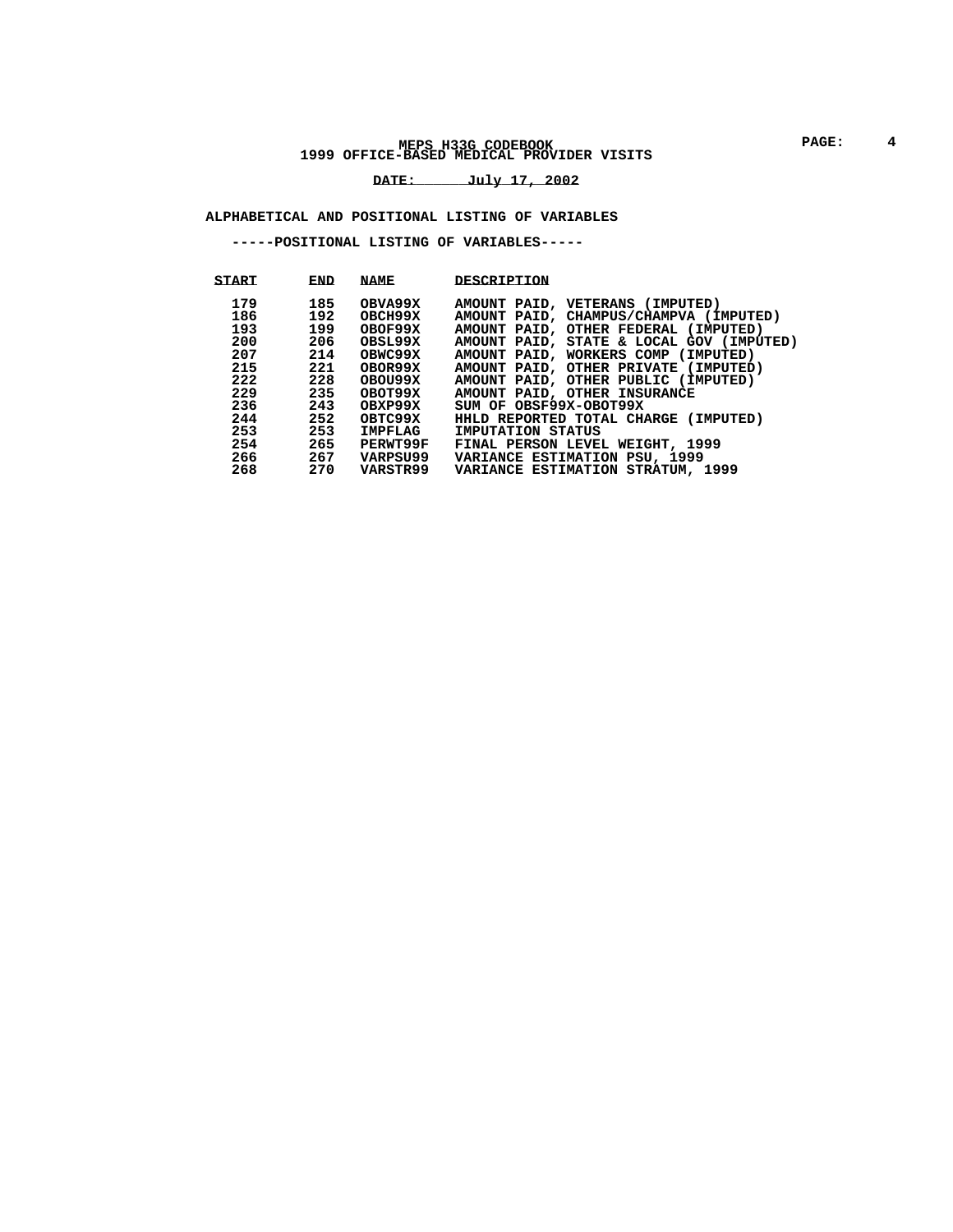# MEPS H33G CODEBOOK
## 1999 OFFICE-BASED MEDICAL PROVIDER VISITS

**DATE: July 17, 2002**

### ALPHABETICAL AND POSITIONAL LISTING OF VARIABLES

#### -----POSITIONAL LISTING OF VARIABLES-----

| START | END | NAME | DESCRIPTION |
|---|---|---|---|
| 179 | 185 | OBVA99X | AMOUNT PAID, VETERANS (IMPUTED) |
| 186 | 192 | OBCH99X | AMOUNT PAID, CHAMPUS/CHAMPVA (IMPUTED) |
| 193 | 199 | OBOF99X | AMOUNT PAID, OTHER FEDERAL (IMPUTED) |
| 200 | 206 | OBSL99X | AMOUNT PAID, STATE & LOCAL GOV (IMPUTED) |
| 207 | 214 | OBWC99X | AMOUNT PAID, WORKERS COMP (IMPUTED) |
| 215 | 221 | OBOR99X | AMOUNT PAID, OTHER PRIVATE (IMPUTED) |
| 222 | 228 | OBOU99X | AMOUNT PAID, OTHER PUBLIC (IMPUTED) |
| 229 | 235 | OBOT99X | AMOUNT PAID, OTHER INSURANCE |
| 236 | 243 | OBXP99X | SUM OF OBSF99X-OBOT99X |
| 244 | 252 | OBTC99X | HHLD REPORTED TOTAL CHARGE (IMPUTED) |
| 253 | 253 | IMPFLAG | IMPUTATION STATUS |
| 254 | 265 | PERWT99F | FINAL PERSON LEVEL WEIGHT, 1999 |
| 266 | 267 | VARPSU99 | VARIANCE ESTIMATION PSU, 1999 |
| 268 | 270 | VARSTR99 | VARIANCE ESTIMATION STRATUM, 1999 |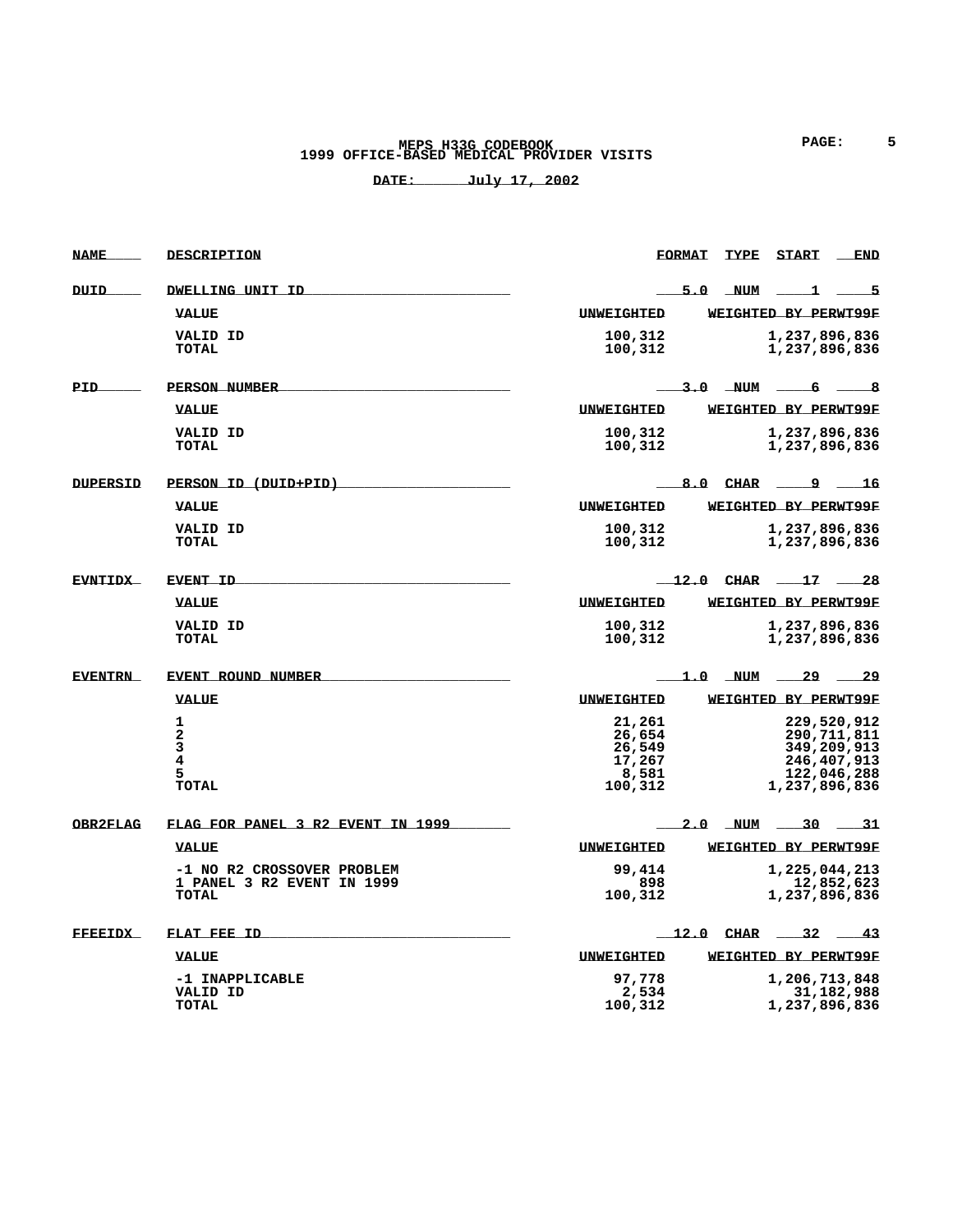| NAME | DESCRIPTION | FORMAT | TYPE | START | END |
|---|---|---|---|---|---|
| DUID | DWELLING UNIT ID | 5.0 | NUM | 1 | 5 |

| VALUE | UNWEIGHTED | WEIGHTED BY PERWT99F |
|---|---|---|
| VALID ID | 100,312 | 1,237,896,836 |
| TOTAL | 100,312 | 1,237,896,836 |

| NAME | DESCRIPTION | FORMAT | TYPE | START | END |
|---|---|---|---|---|---|
| PID | PERSON NUMBER | 3.0 | NUM | 6 | 8 |

| VALUE | UNWEIGHTED | WEIGHTED BY PERWT99F |
|---|---|---|
| VALID ID | 100,312 | 1,237,896,836 |
| TOTAL | 100,312 | 1,237,896,836 |

| NAME | DESCRIPTION | FORMAT | TYPE | START | END |
|---|---|---|---|---|---|
| DUPERSID | PERSON ID (DUID+PID) | 8.0 | CHAR | 9 | 16 |

| VALUE | UNWEIGHTED | WEIGHTED BY PERWT99F |
|---|---|---|
| VALID ID | 100,312 | 1,237,896,836 |
| TOTAL | 100,312 | 1,237,896,836 |

| NAME | DESCRIPTION | FORMAT | TYPE | START | END |
|---|---|---|---|---|---|
| EVNTIDX | EVENT ID | 12.0 | CHAR | 17 | 28 |

| VALUE | UNWEIGHTED | WEIGHTED BY PERWT99F |
|---|---|---|
| VALID ID | 100,312 | 1,237,896,836 |
| TOTAL | 100,312 | 1,237,896,836 |

| NAME | DESCRIPTION | FORMAT | TYPE | START | END |
|---|---|---|---|---|---|
| EVENTRN | EVENT ROUND NUMBER | 1.0 | NUM | 29 | 29 |

| VALUE | UNWEIGHTED | WEIGHTED BY PERWT99F |
|---|---|---|
| 1 | 21,261 | 229,520,912 |
| 2 | 26,654 | 290,711,811 |
| 3 | 26,549 | 349,209,913 |
| 4 | 17,267 | 246,407,913 |
| 5 | 8,581 | 122,046,288 |
| TOTAL | 100,312 | 1,237,896,836 |

| NAME | DESCRIPTION | FORMAT | TYPE | START | END |
|---|---|---|---|---|---|
| OBR2FLAG | FLAG FOR PANEL 3 R2 EVENT IN 1999 | 2.0 | NUM | 30 | 31 |

| VALUE | UNWEIGHTED | WEIGHTED BY PERWT99F |
|---|---|---|
| -1 NO R2 CROSSOVER PROBLEM | 99,414 | 1,225,044,213 |
| 1 PANEL 3 R2 EVENT IN 1999 | 898 | 12,852,623 |
| TOTAL | 100,312 | 1,237,896,836 |

| NAME | DESCRIPTION | FORMAT | TYPE | START | END |
|---|---|---|---|---|---|
| FFEEIDX | FLAT FEE ID | 12.0 | CHAR | 32 | 43 |

| VALUE | UNWEIGHTED | WEIGHTED BY PERWT99F |
|---|---|---|
| -1 INAPPLICABLE | 97,778 | 1,206,713,848 |
| VALID ID | 2,534 | 31,182,988 |
| TOTAL | 100,312 | 1,237,896,836 |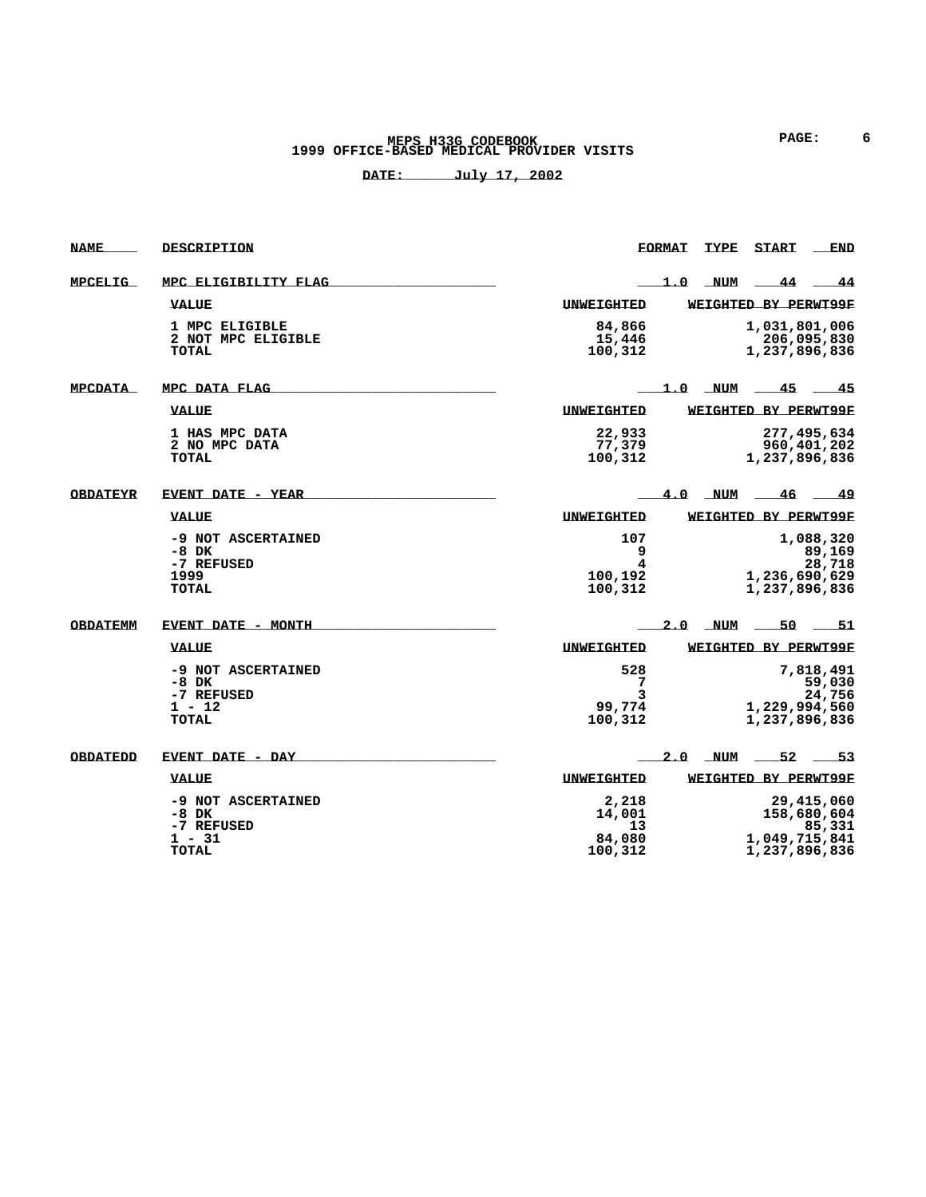| NAME | DESCRIPTION | FORMAT | TYPE | START | END |
|---|---|---|---|---|---|
| MPCELIG | MPC ELIGIBILITY FLAG | 1.0 | NUM | 44 | 44 |

| VALUE | UNWEIGHTED | WEIGHTED BY PERWT99F |
|---|---|---|
| 1 MPC ELIGIBLE | 84,866 | 1,031,801,006 |
| 2 NOT MPC ELIGIBLE | 15,446 | 206,095,830 |
| TOTAL | 100,312 | 1,237,896,836 |

| NAME | DESCRIPTION | FORMAT | TYPE | START | END |
|---|---|---|---|---|---|
| MPCDATA | MPC DATA FLAG | 1.0 | NUM | 45 | 45 |

| VALUE | UNWEIGHTED | WEIGHTED BY PERWT99F |
|---|---|---|
| 1 HAS MPC DATA | 22,933 | 277,495,634 |
| 2 NO MPC DATA | 77,379 | 960,401,202 |
| TOTAL | 100,312 | 1,237,896,836 |

| NAME | DESCRIPTION | FORMAT | TYPE | START | END |
|---|---|---|---|---|---|
| OBDATEYR | EVENT DATE - YEAR | 4.0 | NUM | 46 | 49 |

| VALUE | UNWEIGHTED | WEIGHTED BY PERWT99F |
|---|---|---|
| -9 NOT ASCERTAINED | 107 | 1,088,320 |
| -8 DK | 9 | 89,169 |
| -7 REFUSED | 4 | 28,718 |
| 1999 | 100,192 | 1,236,690,629 |
| TOTAL | 100,312 | 1,237,896,836 |

| NAME | DESCRIPTION | FORMAT | TYPE | START | END |
|---|---|---|---|---|---|
| OBDATEMM | EVENT DATE - MONTH | 2.0 | NUM | 50 | 51 |

| VALUE | UNWEIGHTED | WEIGHTED BY PERWT99F |
|---|---|---|
| -9 NOT ASCERTAINED | 528 | 7,818,491 |
| -8 DK | 7 | 59,030 |
| -7 REFUSED | 3 | 24,756 |
| 1 - 12 | 99,774 | 1,229,994,560 |
| TOTAL | 100,312 | 1,237,896,836 |

| NAME | DESCRIPTION | FORMAT | TYPE | START | END |
|---|---|---|---|---|---|
| OBDATEDD | EVENT DATE - DAY | 2.0 | NUM | 52 | 53 |

| VALUE | UNWEIGHTED | WEIGHTED BY PERWT99F |
|---|---|---|
| -9 NOT ASCERTAINED | 2,218 | 29,415,060 |
| -8 DK | 14,001 | 158,680,604 |
| -7 REFUSED | 13 | 85,331 |
| 1 - 31 | 84,080 | 1,049,715,841 |
| TOTAL | 100,312 | 1,237,896,836 |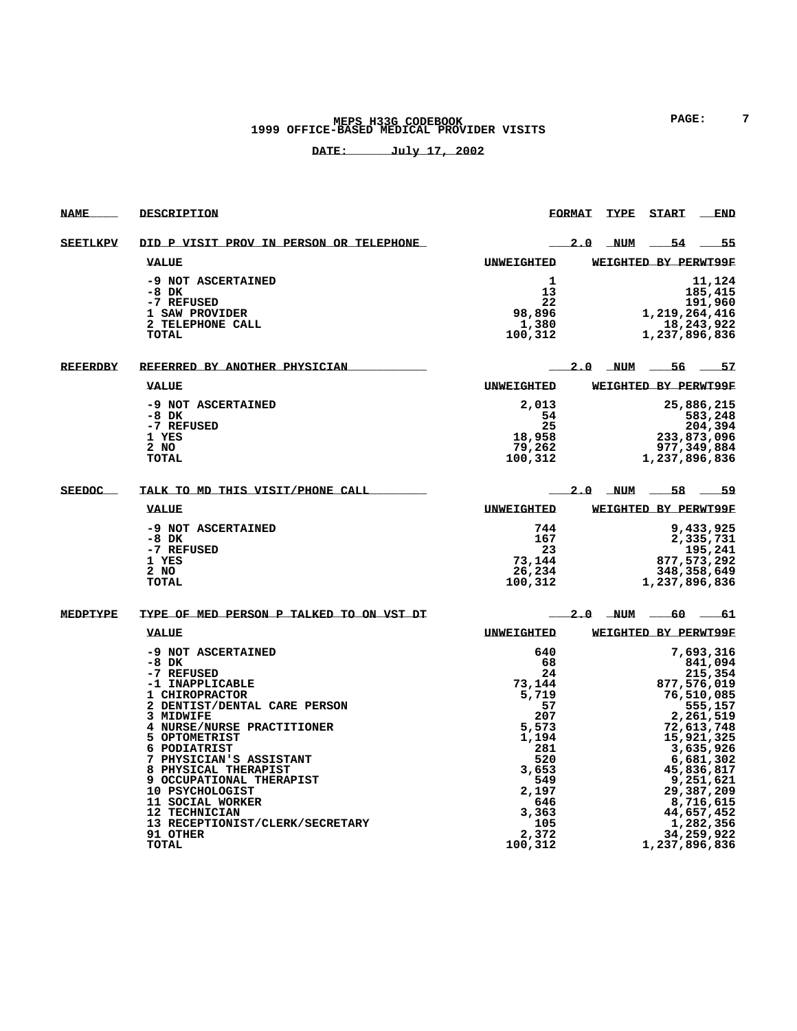# MEPS H33G CODEBOOK
## 1999 OFFICE-BASED MEDICAL PROVIDER VISITS

**DATE: July 17, 2002**

| NAME | DESCRIPTION | FORMAT | TYPE | START | END |
|---|---|---|---|---|---|
| SEETLKPV | DID P VISIT PROV IN PERSON OR TELEPHONE | 2.0 | NUM | 54 | 55 |

| VALUE | UNWEIGHTED | WEIGHTED BY PERWT99F |
|---|---|---|
| -9 NOT ASCERTAINED | 1 | 11,124 |
| -8 DK | 13 | 185,415 |
| -7 REFUSED | 22 | 191,960 |
| 1 SAW PROVIDER | 98,896 | 1,219,264,416 |
| 2 TELEPHONE CALL | 1,380 | 18,243,922 |
| TOTAL | 100,312 | 1,237,896,836 |

| NAME | DESCRIPTION | FORMAT | TYPE | START | END |
|---|---|---|---|---|---|
| REFERDBY | REFERRED BY ANOTHER PHYSICIAN | 2.0 | NUM | 56 | 57 |

| VALUE | UNWEIGHTED | WEIGHTED BY PERWT99F |
|---|---|---|
| -9 NOT ASCERTAINED | 2,013 | 25,886,215 |
| -8 DK | 54 | 583,248 |
| -7 REFUSED | 25 | 204,394 |
| 1 YES | 18,958 | 233,873,096 |
| 2 NO | 79,262 | 977,349,884 |
| TOTAL | 100,312 | 1,237,896,836 |

| NAME | DESCRIPTION | FORMAT | TYPE | START | END |
|---|---|---|---|---|---|
| SEEDOC | TALK TO MD THIS VISIT/PHONE CALL | 2.0 | NUM | 58 | 59 |

| VALUE | UNWEIGHTED | WEIGHTED BY PERWT99F |
|---|---|---|
| -9 NOT ASCERTAINED | 744 | 9,433,925 |
| -8 DK | 167 | 2,335,731 |
| -7 REFUSED | 23 | 195,241 |
| 1 YES | 73,144 | 877,573,292 |
| 2 NO | 26,234 | 348,358,649 |
| TOTAL | 100,312 | 1,237,896,836 |

| NAME | DESCRIPTION | FORMAT | TYPE | START | END |
|---|---|---|---|---|---|
| MEDPTYPE | TYPE OF MED PERSON P TALKED TO ON VST DT | 2.0 | NUM | 60 | 61 |

| VALUE | UNWEIGHTED | WEIGHTED BY PERWT99F |
|---|---|---|
| -9 NOT ASCERTAINED | 640 | 7,693,316 |
| -8 DK | 68 | 841,094 |
| -7 REFUSED | 24 | 215,354 |
| -1 INAPPLICABLE | 73,144 | 877,576,019 |
| 1 CHIROPRACTOR | 5,719 | 76,510,085 |
| 2 DENTIST/DENTAL CARE PERSON | 57 | 555,157 |
| 3 MIDWIFE | 207 | 2,261,519 |
| 4 NURSE/NURSE PRACTITIONER | 5,573 | 72,613,748 |
| 5 OPTOMETRIST | 1,194 | 15,921,325 |
| 6 PODIATRIST | 281 | 3,635,926 |
| 7 PHYSICIAN'S ASSISTANT | 520 | 6,681,302 |
| 8 PHYSICAL THERAPIST | 3,653 | 45,836,817 |
| 9 OCCUPATIONAL THERAPIST | 549 | 9,251,621 |
| 10 PSYCHOLOGIST | 2,197 | 29,387,209 |
| 11 SOCIAL WORKER | 646 | 8,716,615 |
| 12 TECHNICIAN | 3,363 | 44,657,452 |
| 13 RECEPTIONIST/CLERK/SECRETARY | 105 | 1,282,356 |
| 91 OTHER | 2,372 | 34,259,922 |
| TOTAL | 100,312 | 1,237,896,836 |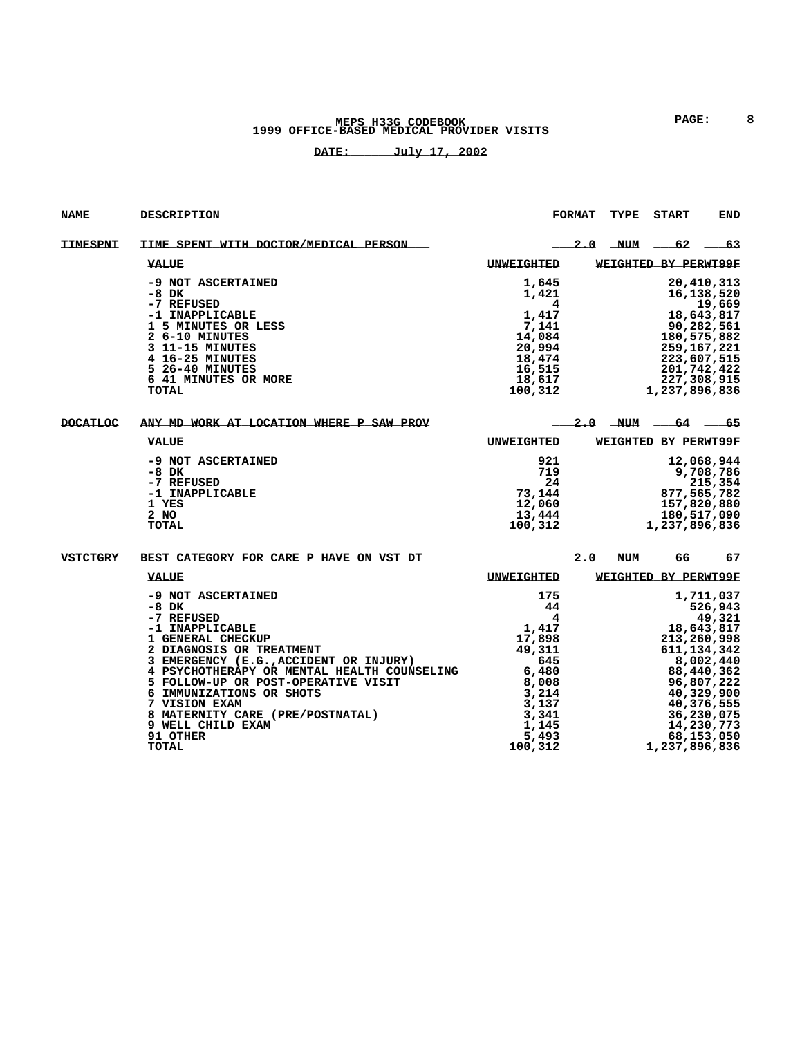MEPS H33G CODEBOOK
1999 OFFICE-BASED MEDICAL PROVIDER VISITS

DATE: July 17, 2002

| NAME | DESCRIPTION | FORMAT | TYPE | START | END |
|---|---|---|---|---|---|
| TIMESPNT | TIME SPENT WITH DOCTOR/MEDICAL PERSON | 2.0 | NUM | 62 | 63 |

| VALUE | UNWEIGHTED | WEIGHTED BY PERWT99F |
|---|---|---|
| -9 NOT ASCERTAINED | 1,645 | 20,410,313 |
| -8 DK | 1,421 | 16,138,520 |
| -7 REFUSED | 4 | 19,669 |
| -1 INAPPLICABLE | 1,417 | 18,643,817 |
| 1 5 MINUTES OR LESS | 7,141 | 90,282,561 |
| 2 6-10 MINUTES | 14,084 | 180,575,882 |
| 3 11-15 MINUTES | 20,994 | 259,167,221 |
| 4 16-25 MINUTES | 18,474 | 223,607,515 |
| 5 26-40 MINUTES | 16,515 | 201,742,422 |
| 6 41 MINUTES OR MORE | 18,617 | 227,308,915 |
| TOTAL | 100,312 | 1,237,896,836 |

| NAME | DESCRIPTION | FORMAT | TYPE | START | END |
|---|---|---|---|---|---|
| DOCATLOC | ANY MD WORK AT LOCATION WHERE P SAW PROV | 2.0 | NUM | 64 | 65 |

| VALUE | UNWEIGHTED | WEIGHTED BY PERWT99F |
|---|---|---|
| -9 NOT ASCERTAINED | 921 | 12,068,944 |
| -8 DK | 719 | 9,708,786 |
| -7 REFUSED | 24 | 215,354 |
| -1 INAPPLICABLE | 73,144 | 877,565,782 |
| 1 YES | 12,060 | 157,820,880 |
| 2 NO | 13,444 | 180,517,090 |
| TOTAL | 100,312 | 1,237,896,836 |

| NAME | DESCRIPTION | FORMAT | TYPE | START | END |
|---|---|---|---|---|---|
| VSTCTGRY | BEST CATEGORY FOR CARE P HAVE ON VST DT | 2.0 | NUM | 66 | 67 |

| VALUE | UNWEIGHTED | WEIGHTED BY PERWT99F |
|---|---|---|
| -9 NOT ASCERTAINED | 175 | 1,711,037 |
| -8 DK | 44 | 526,943 |
| -7 REFUSED | 4 | 49,321 |
| -1 INAPPLICABLE | 1,417 | 18,643,817 |
| 1 GENERAL CHECKUP | 17,898 | 213,260,998 |
| 2 DIAGNOSIS OR TREATMENT | 49,311 | 611,134,342 |
| 3 EMERGENCY (E.G.,ACCIDENT OR INJURY) | 645 | 8,002,440 |
| 4 PSYCHOTHERAPY OR MENTAL HEALTH COUNSELING | 6,480 | 88,440,362 |
| 5 FOLLOW-UP OR POST-OPERATIVE VISIT | 8,008 | 96,807,222 |
| 6 IMMUNIZATIONS OR SHOTS | 3,214 | 40,329,900 |
| 7 VISION EXAM | 3,137 | 40,376,555 |
| 8 MATERNITY CARE (PRE/POSTNATAL) | 3,341 | 36,230,075 |
| 9 WELL CHILD EXAM | 1,145 | 14,230,773 |
| 91 OTHER | 5,493 | 68,153,050 |
| TOTAL | 100,312 | 1,237,896,836 |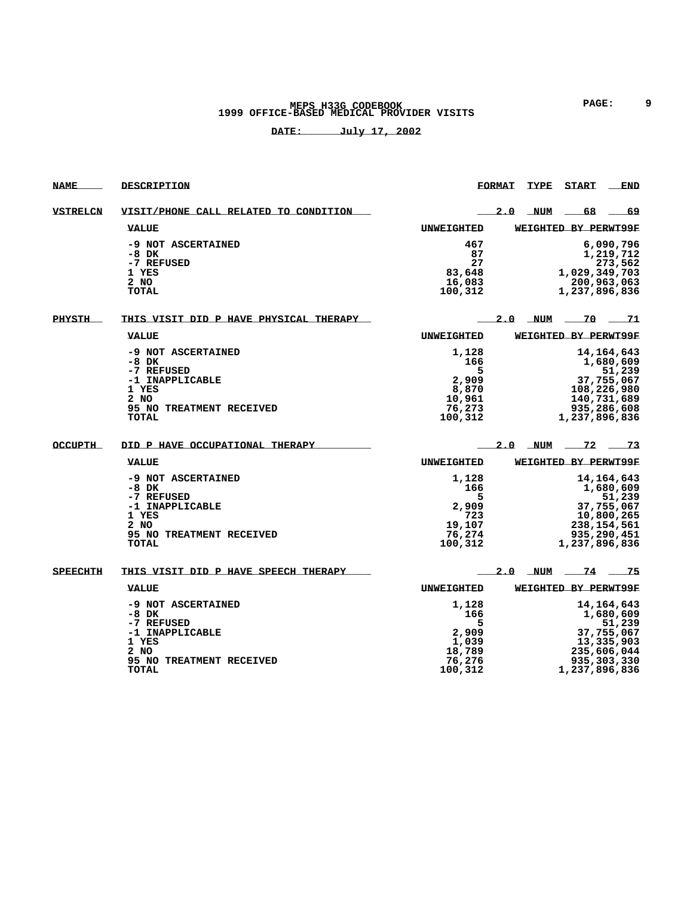MEPS H33G CODEBOOK
1999 OFFICE-BASED MEDICAL PROVIDER VISITS

DATE: July 17, 2002

| NAME | DESCRIPTION | FORMAT | TYPE | START | END |
|---|---|---|---|---|---|
| VSTRELCN | VISIT/PHONE CALL RELATED TO CONDITION | 2.0 | NUM | 68 | 69 |

| VALUE | UNWEIGHTED | WEIGHTED BY PERWT99F |
|---|---|---|
| -9 NOT ASCERTAINED | 467 | 6,090,796 |
| -8 DK | 87 | 1,219,712 |
| -7 REFUSED | 27 | 273,562 |
| 1 YES | 83,648 | 1,029,349,703 |
| 2 NO | 16,083 | 200,963,063 |
| TOTAL | 100,312 | 1,237,896,836 |

| NAME | DESCRIPTION | FORMAT | TYPE | START | END |
|---|---|---|---|---|---|
| PHYSTH | THIS VISIT DID P HAVE PHYSICAL THERAPY | 2.0 | NUM | 70 | 71 |

| VALUE | UNWEIGHTED | WEIGHTED BY PERWT99F |
|---|---|---|
| -9 NOT ASCERTAINED | 1,128 | 14,164,643 |
| -8 DK | 166 | 1,680,609 |
| -7 REFUSED | 5 | 51,239 |
| -1 INAPPLICABLE | 2,909 | 37,755,067 |
| 1 YES | 8,870 | 108,226,980 |
| 2 NO | 10,961 | 140,731,689 |
| 95 NO TREATMENT RECEIVED | 76,273 | 935,286,608 |
| TOTAL | 100,312 | 1,237,896,836 |

| NAME | DESCRIPTION | FORMAT | TYPE | START | END |
|---|---|---|---|---|---|
| OCCUPTH | DID P HAVE OCCUPATIONAL THERAPY | 2.0 | NUM | 72 | 73 |

| VALUE | UNWEIGHTED | WEIGHTED BY PERWT99F |
|---|---|---|
| -9 NOT ASCERTAINED | 1,128 | 14,164,643 |
| -8 DK | 166 | 1,680,609 |
| -7 REFUSED | 5 | 51,239 |
| -1 INAPPLICABLE | 2,909 | 37,755,067 |
| 1 YES | 723 | 10,800,265 |
| 2 NO | 19,107 | 238,154,561 |
| 95 NO TREATMENT RECEIVED | 76,274 | 935,290,451 |
| TOTAL | 100,312 | 1,237,896,836 |

| NAME | DESCRIPTION | FORMAT | TYPE | START | END |
|---|---|---|---|---|---|
| SPEECHTH | THIS VISIT DID P HAVE SPEECH THERAPY | 2.0 | NUM | 74 | 75 |

| VALUE | UNWEIGHTED | WEIGHTED BY PERWT99F |
|---|---|---|
| -9 NOT ASCERTAINED | 1,128 | 14,164,643 |
| -8 DK | 166 | 1,680,609 |
| -7 REFUSED | 5 | 51,239 |
| -1 INAPPLICABLE | 2,909 | 37,755,067 |
| 1 YES | 1,039 | 13,335,903 |
| 2 NO | 18,789 | 235,606,044 |
| 95 NO TREATMENT RECEIVED | 76,276 | 935,303,330 |
| TOTAL | 100,312 | 1,237,896,836 |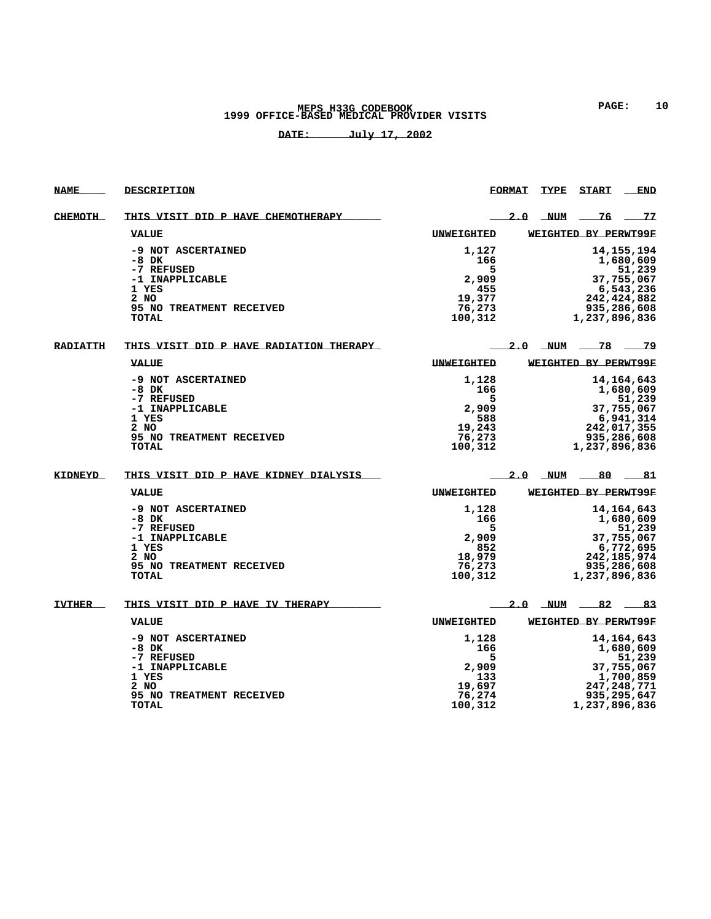| NAME | DESCRIPTION | FORMAT | TYPE | START | END |
|---|---|---|---|---|---|
| CHEMOTH | THIS VISIT DID P HAVE CHEMOTHERAPY | 2.0 | NUM | 76 | 77 |

| VALUE | UNWEIGHTED | WEIGHTED BY PERWT99F |
|---|---|---|
| -9 NOT ASCERTAINED | 1,127 | 14,155,194 |
| -8 DK | 166 | 1,680,609 |
| -7 REFUSED | 5 | 51,239 |
| -1 INAPPLICABLE | 2,909 | 37,755,067 |
| 1 YES | 455 | 6,543,236 |
| 2 NO | 19,377 | 242,424,882 |
| 95 NO TREATMENT RECEIVED | 76,273 | 935,286,608 |
| TOTAL | 100,312 | 1,237,896,836 |

| NAME | DESCRIPTION | FORMAT | TYPE | START | END |
|---|---|---|---|---|---|
| RADIATTH | THIS VISIT DID P HAVE RADIATION THERAPY | 2.0 | NUM | 78 | 79 |

| VALUE | UNWEIGHTED | WEIGHTED BY PERWT99F |
|---|---|---|
| -9 NOT ASCERTAINED | 1,128 | 14,164,643 |
| -8 DK | 166 | 1,680,609 |
| -7 REFUSED | 5 | 51,239 |
| -1 INAPPLICABLE | 2,909 | 37,755,067 |
| 1 YES | 588 | 6,941,314 |
| 2 NO | 19,243 | 242,017,355 |
| 95 NO TREATMENT RECEIVED | 76,273 | 935,286,608 |
| TOTAL | 100,312 | 1,237,896,836 |

| NAME | DESCRIPTION | FORMAT | TYPE | START | END |
|---|---|---|---|---|---|
| KIDNEYD | THIS VISIT DID P HAVE KIDNEY DIALYSIS | 2.0 | NUM | 80 | 81 |

| VALUE | UNWEIGHTED | WEIGHTED BY PERWT99F |
|---|---|---|
| -9 NOT ASCERTAINED | 1,128 | 14,164,643 |
| -8 DK | 166 | 1,680,609 |
| -7 REFUSED | 5 | 51,239 |
| -1 INAPPLICABLE | 2,909 | 37,755,067 |
| 1 YES | 852 | 6,772,695 |
| 2 NO | 18,979 | 242,185,974 |
| 95 NO TREATMENT RECEIVED | 76,273 | 935,286,608 |
| TOTAL | 100,312 | 1,237,896,836 |

| NAME | DESCRIPTION | FORMAT | TYPE | START | END |
|---|---|---|---|---|---|
| IVTHER | THIS VISIT DID P HAVE IV THERAPY | 2.0 | NUM | 82 | 83 |

| VALUE | UNWEIGHTED | WEIGHTED BY PERWT99F |
|---|---|---|
| -9 NOT ASCERTAINED | 1,128 | 14,164,643 |
| -8 DK | 166 | 1,680,609 |
| -7 REFUSED | 5 | 51,239 |
| -1 INAPPLICABLE | 2,909 | 37,755,067 |
| 1 YES | 133 | 1,700,859 |
| 2 NO | 19,697 | 247,248,771 |
| 95 NO TREATMENT RECEIVED | 76,274 | 935,295,647 |
| TOTAL | 100,312 | 1,237,896,836 |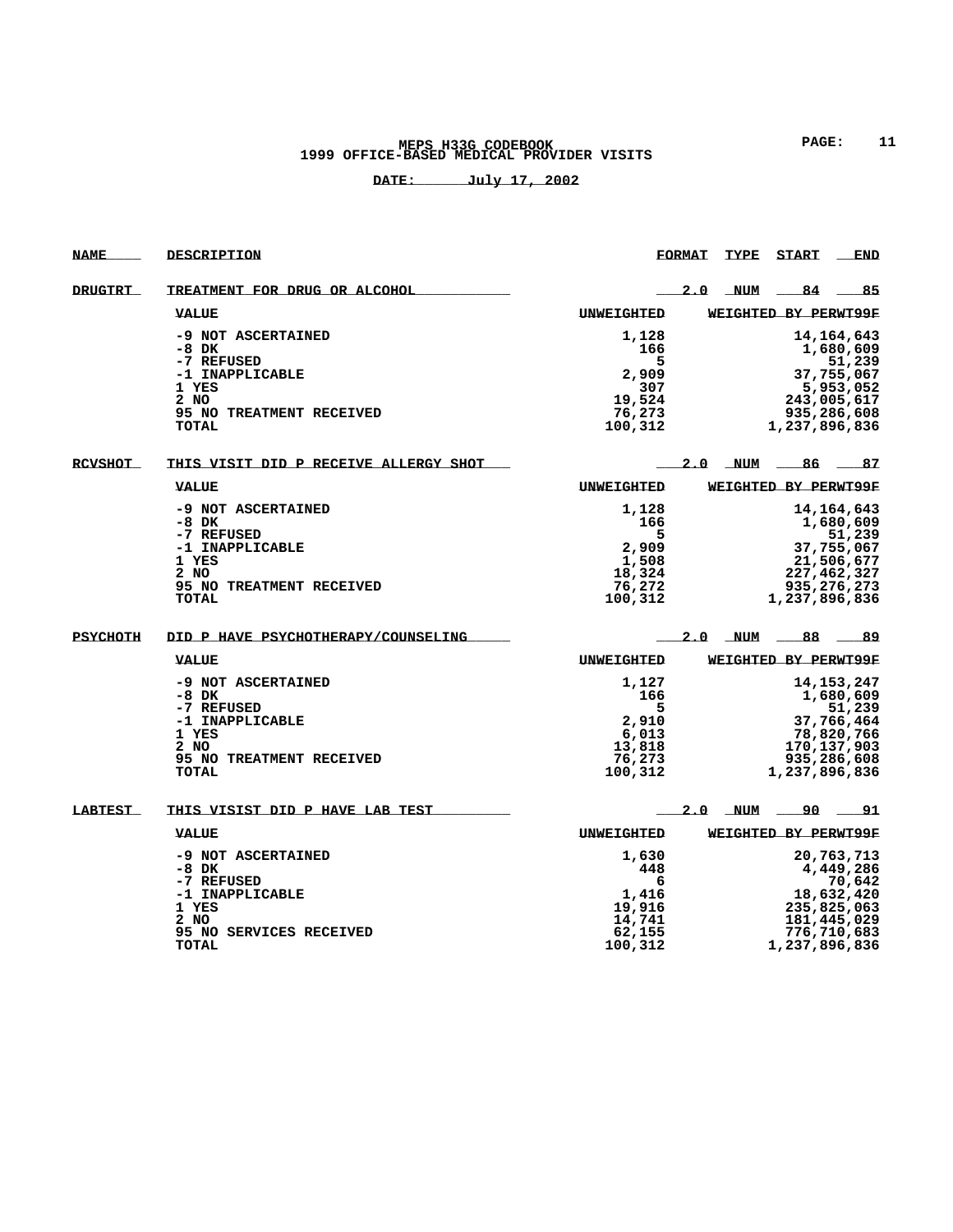# MEPS H33G CODEBOOK
## 1999 OFFICE-BASED MEDICAL PROVIDER VISITS

**DATE: July 17, 2002**

| NAME | DESCRIPTION | FORMAT | TYPE | START | END |
|---|---|---|---|---|---|
| DRUGTRT | TREATMENT FOR DRUG OR ALCOHOL | 2.0 | NUM | 84 | 85 |

| VALUE | UNWEIGHTED | WEIGHTED BY PERWT99F |
|---|---|---|
| -9 NOT ASCERTAINED | 1,128 | 14,164,643 |
| -8 DK | 166 | 1,680,609 |
| -7 REFUSED | 5 | 51,239 |
| -1 INAPPLICABLE | 2,909 | 37,755,067 |
| 1 YES | 307 | 5,953,052 |
| 2 NO | 19,524 | 243,005,617 |
| 95 NO TREATMENT RECEIVED | 76,273 | 935,286,608 |
| TOTAL | 100,312 | 1,237,896,836 |

| NAME | DESCRIPTION | FORMAT | TYPE | START | END |
|---|---|---|---|---|---|
| RCVSHOT | THIS VISIT DID P RECEIVE ALLERGY SHOT | 2.0 | NUM | 86 | 87 |

| VALUE | UNWEIGHTED | WEIGHTED BY PERWT99F |
|---|---|---|
| -9 NOT ASCERTAINED | 1,128 | 14,164,643 |
| -8 DK | 166 | 1,680,609 |
| -7 REFUSED | 5 | 51,239 |
| -1 INAPPLICABLE | 2,909 | 37,755,067 |
| 1 YES | 1,508 | 21,506,677 |
| 2 NO | 18,324 | 227,462,327 |
| 95 NO TREATMENT RECEIVED | 76,272 | 935,276,273 |
| TOTAL | 100,312 | 1,237,896,836 |

| NAME | DESCRIPTION | FORMAT | TYPE | START | END |
|---|---|---|---|---|---|
| PSYCHOTH | DID P HAVE PSYCHOTHERAPY/COUNSELING | 2.0 | NUM | 88 | 89 |

| VALUE | UNWEIGHTED | WEIGHTED BY PERWT99F |
|---|---|---|
| -9 NOT ASCERTAINED | 1,127 | 14,153,247 |
| -8 DK | 166 | 1,680,609 |
| -7 REFUSED | 5 | 51,239 |
| -1 INAPPLICABLE | 2,910 | 37,766,464 |
| 1 YES | 6,013 | 78,820,766 |
| 2 NO | 13,818 | 170,137,903 |
| 95 NO TREATMENT RECEIVED | 76,273 | 935,286,608 |
| TOTAL | 100,312 | 1,237,896,836 |

| NAME | DESCRIPTION | FORMAT | TYPE | START | END |
|---|---|---|---|---|---|
| LABTEST | THIS VISIST DID P HAVE LAB TEST | 2.0 | NUM | 90 | 91 |

| VALUE | UNWEIGHTED | WEIGHTED BY PERWT99F |
|---|---|---|
| -9 NOT ASCERTAINED | 1,630 | 20,763,713 |
| -8 DK | 448 | 4,449,286 |
| -7 REFUSED | 6 | 70,642 |
| -1 INAPPLICABLE | 1,416 | 18,632,420 |
| 1 YES | 19,916 | 235,825,063 |
| 2 NO | 14,741 | 181,445,029 |
| 95 NO SERVICES RECEIVED | 62,155 | 776,710,683 |
| TOTAL | 100,312 | 1,237,896,836 |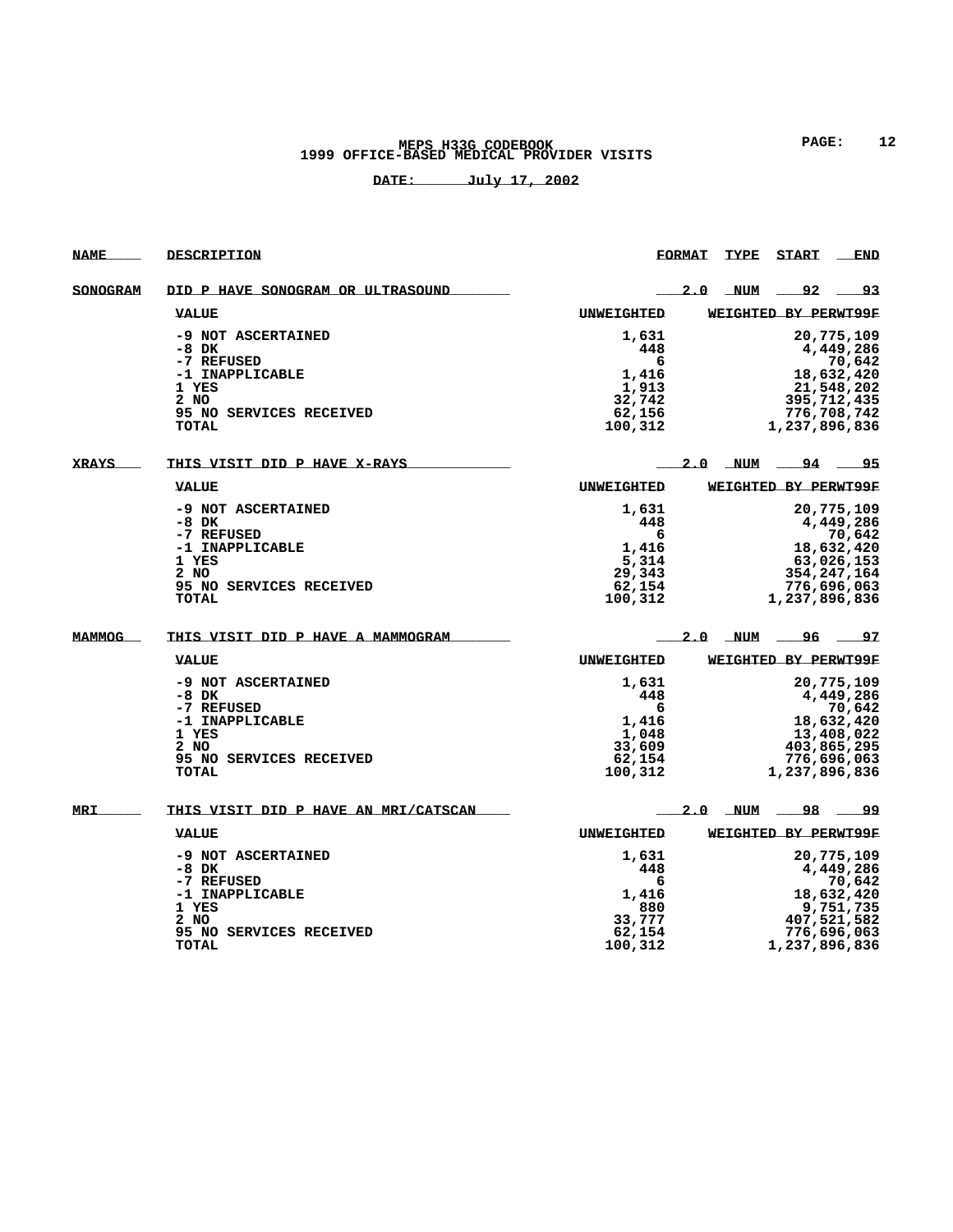MEPS H33G CODEBOOK
1999 OFFICE-BASED MEDICAL PROVIDER VISITS

DATE: July 17, 2002

| NAME | DESCRIPTION | FORMAT | TYPE | START | END |
|---|---|---|---|---|---|
| SONOGRAM | DID P HAVE SONOGRAM OR ULTRASOUND | 2.0 | NUM | 92 | 93 |

| VALUE | UNWEIGHTED | WEIGHTED BY PERWT99F |
|---|---|---|
| -9 NOT ASCERTAINED | 1,631 | 20,775,109 |
| -8 DK | 448 | 4,449,286 |
| -7 REFUSED | 6 | 70,642 |
| -1 INAPPLICABLE | 1,416 | 18,632,420 |
| 1 YES | 1,913 | 21,548,202 |
| 2 NO | 32,742 | 395,712,435 |
| 95 NO SERVICES RECEIVED | 62,156 | 776,708,742 |
| TOTAL | 100,312 | 1,237,896,836 |

| NAME | DESCRIPTION | FORMAT | TYPE | START | END |
|---|---|---|---|---|---|
| XRAYS | THIS VISIT DID P HAVE X-RAYS | 2.0 | NUM | 94 | 95 |

| VALUE | UNWEIGHTED | WEIGHTED BY PERWT99F |
|---|---|---|
| -9 NOT ASCERTAINED | 1,631 | 20,775,109 |
| -8 DK | 448 | 4,449,286 |
| -7 REFUSED | 6 | 70,642 |
| -1 INAPPLICABLE | 1,416 | 18,632,420 |
| 1 YES | 5,314 | 63,026,153 |
| 2 NO | 29,343 | 354,247,164 |
| 95 NO SERVICES RECEIVED | 62,154 | 776,696,063 |
| TOTAL | 100,312 | 1,237,896,836 |

| NAME | DESCRIPTION | FORMAT | TYPE | START | END |
|---|---|---|---|---|---|
| MAMMOG | THIS VISIT DID P HAVE A MAMMOGRAM | 2.0 | NUM | 96 | 97 |

| VALUE | UNWEIGHTED | WEIGHTED BY PERWT99F |
|---|---|---|
| -9 NOT ASCERTAINED | 1,631 | 20,775,109 |
| -8 DK | 448 | 4,449,286 |
| -7 REFUSED | 6 | 70,642 |
| -1 INAPPLICABLE | 1,416 | 18,632,420 |
| 1 YES | 1,048 | 13,408,022 |
| 2 NO | 33,609 | 403,865,295 |
| 95 NO SERVICES RECEIVED | 62,154 | 776,696,063 |
| TOTAL | 100,312 | 1,237,896,836 |

| NAME | DESCRIPTION | FORMAT | TYPE | START | END |
|---|---|---|---|---|---|
| MRI | THIS VISIT DID P HAVE AN MRI/CATSCAN | 2.0 | NUM | 98 | 99 |

| VALUE | UNWEIGHTED | WEIGHTED BY PERWT99F |
|---|---|---|
| -9 NOT ASCERTAINED | 1,631 | 20,775,109 |
| -8 DK | 448 | 4,449,286 |
| -7 REFUSED | 6 | 70,642 |
| -1 INAPPLICABLE | 1,416 | 18,632,420 |
| 1 YES | 880 | 9,751,735 |
| 2 NO | 33,777 | 407,521,582 |
| 95 NO SERVICES RECEIVED | 62,154 | 776,696,063 |
| TOTAL | 100,312 | 1,237,896,836 |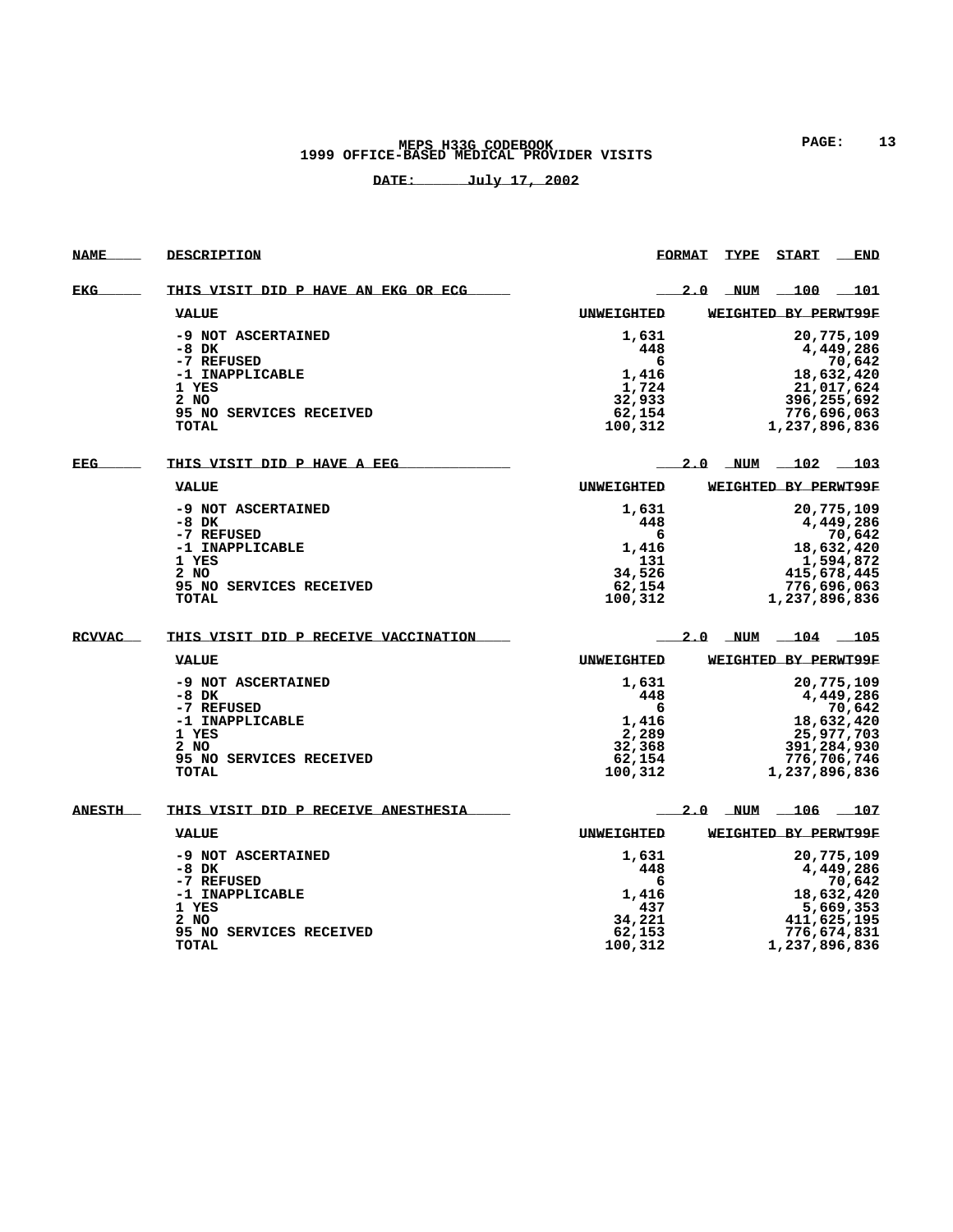| NAME | DESCRIPTION | FORMAT | TYPE | START | END |
|---|---|---|---|---|---|
| EKG | THIS VISIT DID P HAVE AN EKG OR ECG | 2.0 | NUM | 100 | 101 |

| VALUE | UNWEIGHTED | WEIGHTED BY PERWT99F |
|---|---|---|
| -9 NOT ASCERTAINED | 1,631 | 20,775,109 |
| -8 DK | 448 | 4,449,286 |
| -7 REFUSED | 6 | 70,642 |
| -1 INAPPLICABLE | 1,416 | 18,632,420 |
| 1 YES | 1,724 | 21,017,624 |
| 2 NO | 32,933 | 396,255,692 |
| 95 NO SERVICES RECEIVED | 62,154 | 776,696,063 |
| TOTAL | 100,312 | 1,237,896,836 |

| NAME | DESCRIPTION | FORMAT | TYPE | START | END |
|---|---|---|---|---|---|
| EEG | THIS VISIT DID P HAVE A EEG | 2.0 | NUM | 102 | 103 |

| VALUE | UNWEIGHTED | WEIGHTED BY PERWT99F |
|---|---|---|
| -9 NOT ASCERTAINED | 1,631 | 20,775,109 |
| -8 DK | 448 | 4,449,286 |
| -7 REFUSED | 6 | 70,642 |
| -1 INAPPLICABLE | 1,416 | 18,632,420 |
| 1 YES | 131 | 1,594,872 |
| 2 NO | 34,526 | 415,678,445 |
| 95 NO SERVICES RECEIVED | 62,154 | 776,696,063 |
| TOTAL | 100,312 | 1,237,896,836 |

| NAME | DESCRIPTION | FORMAT | TYPE | START | END |
|---|---|---|---|---|---|
| RCVVAC | THIS VISIT DID P RECEIVE VACCINATION | 2.0 | NUM | 104 | 105 |

| VALUE | UNWEIGHTED | WEIGHTED BY PERWT99F |
|---|---|---|
| -9 NOT ASCERTAINED | 1,631 | 20,775,109 |
| -8 DK | 448 | 4,449,286 |
| -7 REFUSED | 6 | 70,642 |
| -1 INAPPLICABLE | 1,416 | 18,632,420 |
| 1 YES | 2,289 | 25,977,703 |
| 2 NO | 32,368 | 391,284,930 |
| 95 NO SERVICES RECEIVED | 62,154 | 776,706,746 |
| TOTAL | 100,312 | 1,237,896,836 |

| NAME | DESCRIPTION | FORMAT | TYPE | START | END |
|---|---|---|---|---|---|
| ANESTH | THIS VISIT DID P RECEIVE ANESTHESIA | 2.0 | NUM | 106 | 107 |

| VALUE | UNWEIGHTED | WEIGHTED BY PERWT99F |
|---|---|---|
| -9 NOT ASCERTAINED | 1,631 | 20,775,109 |
| -8 DK | 448 | 4,449,286 |
| -7 REFUSED | 6 | 70,642 |
| -1 INAPPLICABLE | 1,416 | 18,632,420 |
| 1 YES | 437 | 5,669,353 |
| 2 NO | 34,221 | 411,625,195 |
| 95 NO SERVICES RECEIVED | 62,153 | 776,674,831 |
| TOTAL | 100,312 | 1,237,896,836 |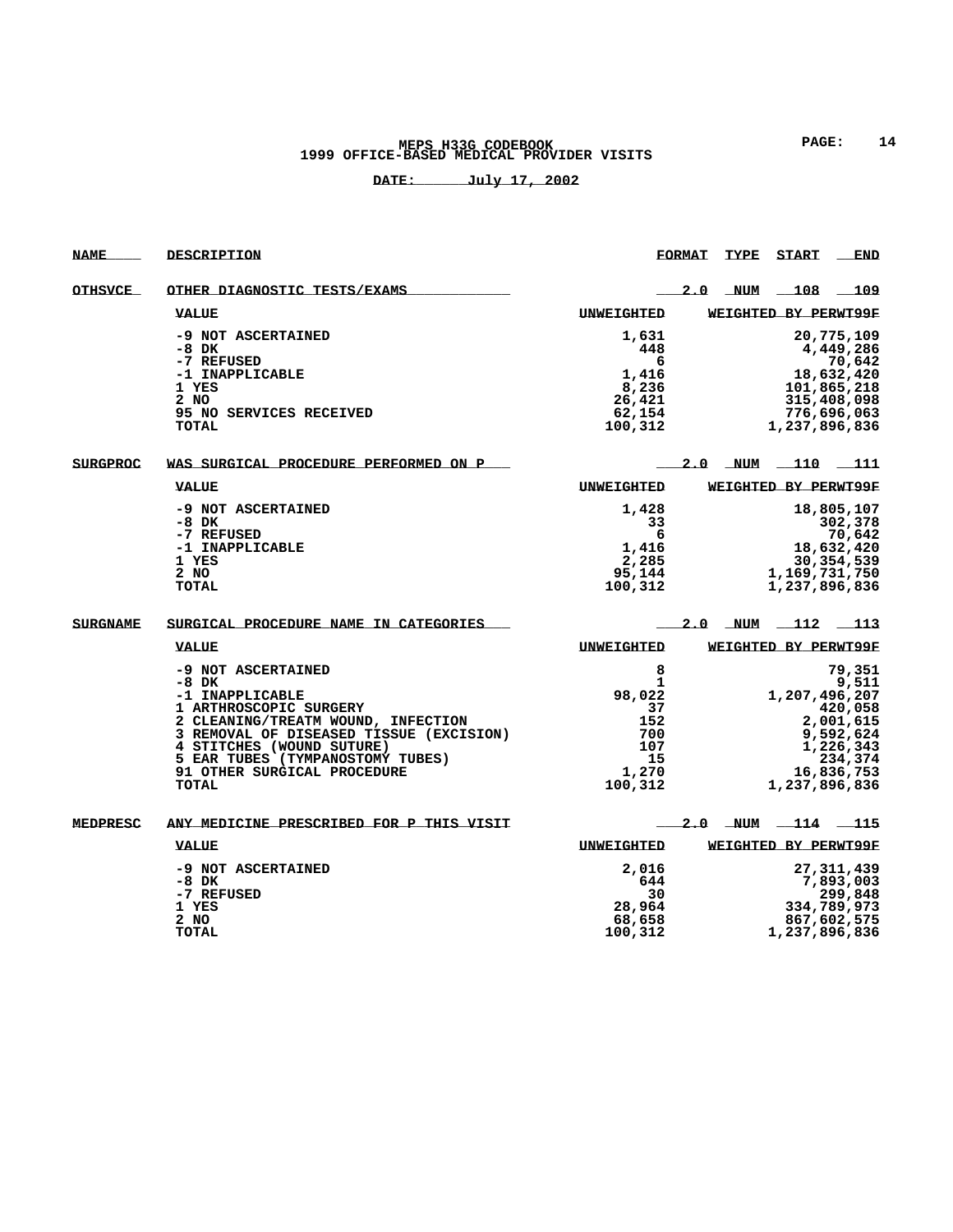MEPS H33G CODEBOOK
1999 OFFICE-BASED MEDICAL PROVIDER VISITS

DATE: July 17, 2002

| NAME | DESCRIPTION | FORMAT | TYPE | START | END |
|---|---|---|---|---|---|
| OTHSVCE | OTHER DIAGNOSTIC TESTS/EXAMS | 2.0 | NUM | 108 | 109 |

| VALUE | UNWEIGHTED | WEIGHTED BY PERWT99F |
|---|---|---|
| -9 NOT ASCERTAINED | 1,631 | 20,775,109 |
| -8 DK | 448 | 4,449,286 |
| -7 REFUSED | 6 | 70,642 |
| -1 INAPPLICABLE | 1,416 | 18,632,420 |
| 1 YES | 8,236 | 101,865,218 |
| 2 NO | 26,421 | 315,408,098 |
| 95 NO SERVICES RECEIVED | 62,154 | 776,696,063 |
| TOTAL | 100,312 | 1,237,896,836 |

| NAME | DESCRIPTION | FORMAT | TYPE | START | END |
|---|---|---|---|---|---|
| SURGPROC | WAS SURGICAL PROCEDURE PERFORMED ON P | 2.0 | NUM | 110 | 111 |

| VALUE | UNWEIGHTED | WEIGHTED BY PERWT99F |
|---|---|---|
| -9 NOT ASCERTAINED | 1,428 | 18,805,107 |
| -8 DK | 33 | 302,378 |
| -7 REFUSED | 6 | 70,642 |
| -1 INAPPLICABLE | 1,416 | 18,632,420 |
| 1 YES | 2,285 | 30,354,539 |
| 2 NO | 95,144 | 1,169,731,750 |
| TOTAL | 100,312 | 1,237,896,836 |

| NAME | DESCRIPTION | FORMAT | TYPE | START | END |
|---|---|---|---|---|---|
| SURGNAME | SURGICAL PROCEDURE NAME IN CATEGORIES | 2.0 | NUM | 112 | 113 |

| VALUE | UNWEIGHTED | WEIGHTED BY PERWT99F |
|---|---|---|
| -9 NOT ASCERTAINED | 8 | 79,351 |
| -8 DK | 1 | 9,511 |
| -1 INAPPLICABLE | 98,022 | 1,207,496,207 |
| 1 ARTHROSCOPIC SURGERY | 37 | 420,058 |
| 2 CLEANING/TREATM WOUND, INFECTION | 152 | 2,001,615 |
| 3 REMOVAL OF DISEASED TISSUE (EXCISION) | 700 | 9,592,624 |
| 4 STITCHES (WOUND SUTURE) | 107 | 1,226,343 |
| 5 EAR TUBES (TYMPANOSTOMY TUBES) | 15 | 234,374 |
| 91 OTHER SURGICAL PROCEDURE | 1,270 | 16,836,753 |
| TOTAL | 100,312 | 1,237,896,836 |

| NAME | DESCRIPTION | FORMAT | TYPE | START | END |
|---|---|---|---|---|---|
| MEDPRESC | ANY MEDICINE PRESCRIBED FOR P THIS VISIT | 2.0 | NUM | 114 | 115 |

| VALUE | UNWEIGHTED | WEIGHTED BY PERWT99F |
|---|---|---|
| -9 NOT ASCERTAINED | 2,016 | 27,311,439 |
| -8 DK | 644 | 7,893,003 |
| -7 REFUSED | 30 | 299,848 |
| 1 YES | 28,964 | 334,789,973 |
| 2 NO | 68,658 | 867,602,575 |
| TOTAL | 100,312 | 1,237,896,836 |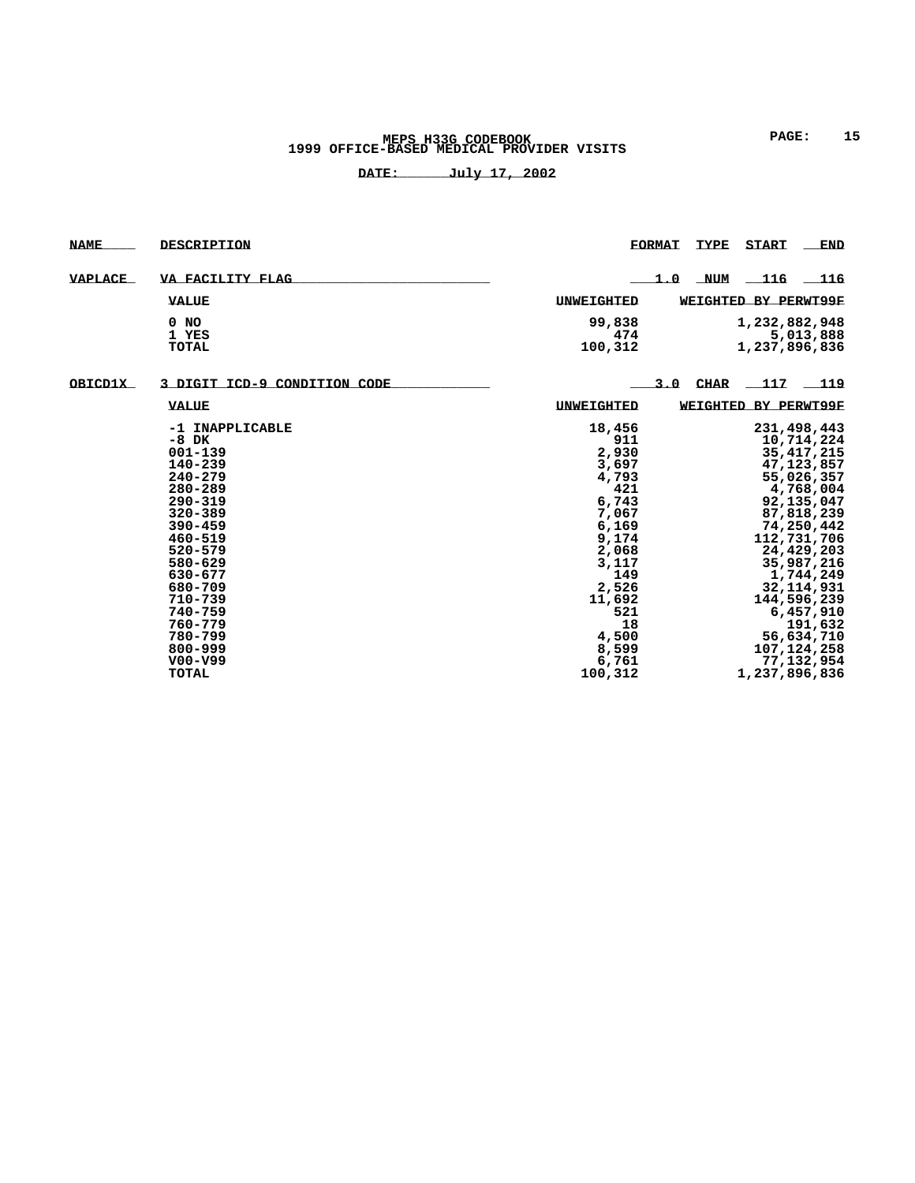# MEPS H33G CODEBOOK
## 1999 OFFICE-BASED MEDICAL PROVIDER VISITS

**DATE: July 17, 2002**

| NAME | DESCRIPTION | FORMAT | TYPE | START | END |
|---|---|---|---|---|---|
| VAPLACE | VA FACILITY FLAG | 1.0 | NUM | 116 | 116 |

| VALUE | UNWEIGHTED | WEIGHTED BY PERWT99F |
|---|---|---|
| 0 NO | 99,838 | 1,232,882,948 |
| 1 YES | 474 | 5,013,888 |
| TOTAL | 100,312 | 1,237,896,836 |

| NAME | DESCRIPTION | FORMAT | TYPE | START | END |
|---|---|---|---|---|---|
| OBICD1X | 3 DIGIT ICD-9 CONDITION CODE | 3.0 | CHAR | 117 | 119 |

| VALUE | UNWEIGHTED | WEIGHTED BY PERWT99F |
|---|---|---|
| -1 INAPPLICABLE | 18,456 | 231,498,443 |
| -8 DK | 911 | 10,714,224 |
| 001-139 | 2,930 | 35,417,215 |
| 140-239 | 3,697 | 47,123,857 |
| 240-279 | 4,793 | 55,026,357 |
| 280-289 | 421 | 4,768,004 |
| 290-319 | 6,743 | 92,135,047 |
| 320-389 | 7,067 | 87,818,239 |
| 390-459 | 6,169 | 74,250,442 |
| 460-519 | 9,174 | 112,731,706 |
| 520-579 | 2,068 | 24,429,203 |
| 580-629 | 3,117 | 35,987,216 |
| 630-677 | 149 | 1,744,249 |
| 680-709 | 2,526 | 32,114,931 |
| 710-739 | 11,692 | 144,596,239 |
| 740-759 | 521 | 6,457,910 |
| 760-779 | 18 | 191,632 |
| 780-799 | 4,500 | 56,634,710 |
| 800-999 | 8,599 | 107,124,258 |
| V00-V99 | 6,761 | 77,132,954 |
| TOTAL | 100,312 | 1,237,896,836 |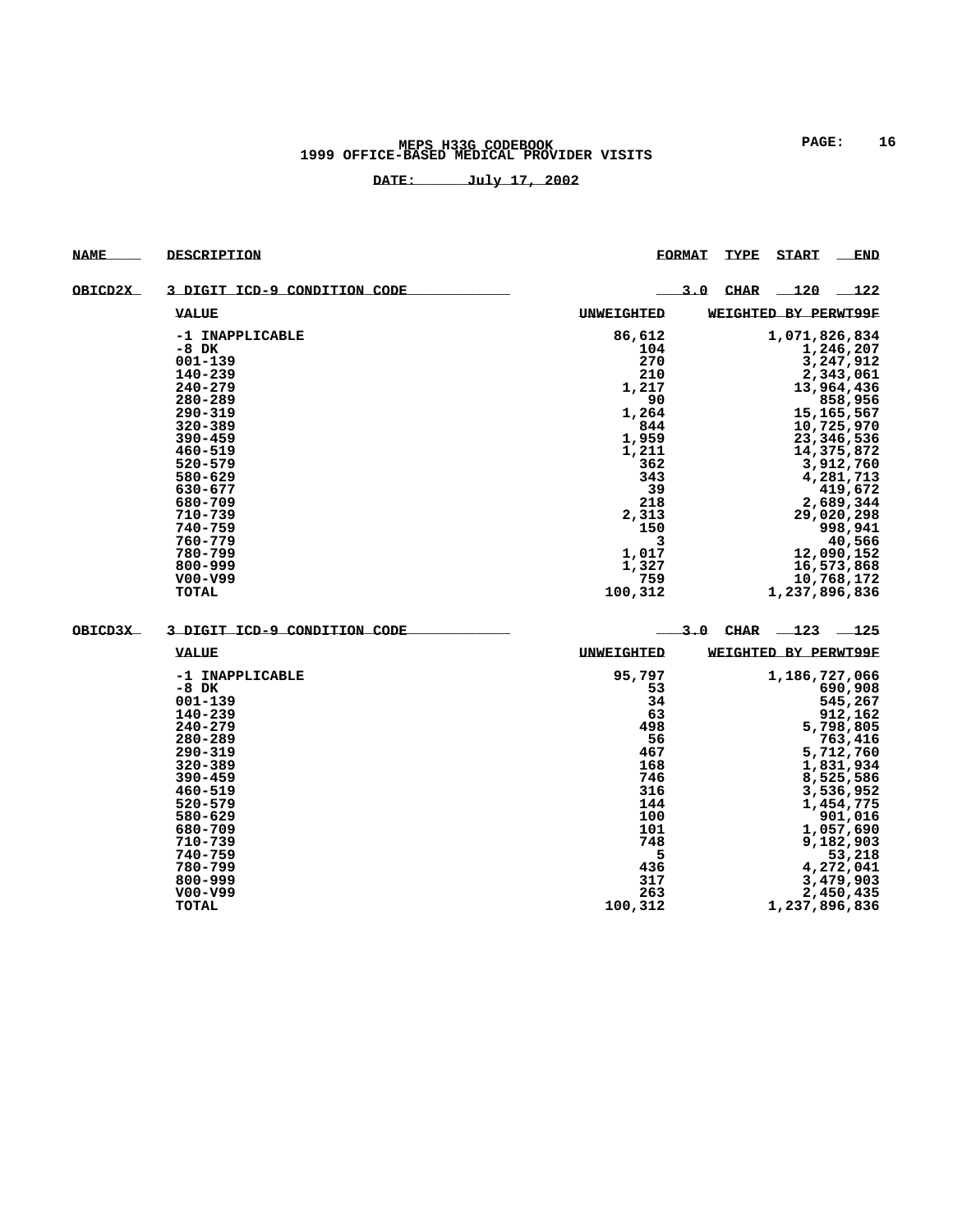MEPS H33G CODEBOOK
1999 OFFICE-BASED MEDICAL PROVIDER VISITS

DATE: July 17, 2002

| NAME | DESCRIPTION | FORMAT | TYPE | START | END |
|---|---|---|---|---|---|
| OBICD2X | 3 DIGIT ICD-9 CONDITION CODE | 3.0 | CHAR | 120 | 122 |

| VALUE | UNWEIGHTED | WEIGHTED BY PERWT99F |
|---|---|---|
| -1 INAPPLICABLE | 86,612 | 1,071,826,834 |
| -8 DK | 104 | 1,246,207 |
| 001-139 | 270 | 3,247,912 |
| 140-239 | 210 | 2,343,061 |
| 240-279 | 1,217 | 13,964,436 |
| 280-289 | 90 | 858,956 |
| 290-319 | 1,264 | 15,165,567 |
| 320-389 | 844 | 10,725,970 |
| 390-459 | 1,959 | 23,346,536 |
| 460-519 | 1,211 | 14,375,872 |
| 520-579 | 362 | 3,912,760 |
| 580-629 | 343 | 4,281,713 |
| 630-677 | 39 | 419,672 |
| 680-709 | 218 | 2,689,344 |
| 710-739 | 2,313 | 29,020,298 |
| 740-759 | 150 | 998,941 |
| 760-779 | 3 | 40,566 |
| 780-799 | 1,017 | 12,090,152 |
| 800-999 | 1,327 | 16,573,868 |
| V00-V99 | 759 | 10,768,172 |
| TOTAL | 100,312 | 1,237,896,836 |

| NAME | DESCRIPTION | FORMAT | TYPE | START | END |
|---|---|---|---|---|---|
| OBICD3X | 3 DIGIT ICD-9 CONDITION CODE | 3.0 | CHAR | 123 | 125 |

| VALUE | UNWEIGHTED | WEIGHTED BY PERWT99F |
|---|---|---|
| -1 INAPPLICABLE | 95,797 | 1,186,727,066 |
| -8 DK | 53 | 690,908 |
| 001-139 | 34 | 545,267 |
| 140-239 | 63 | 912,162 |
| 240-279 | 498 | 5,798,805 |
| 280-289 | 56 | 763,416 |
| 290-319 | 467 | 5,712,760 |
| 320-389 | 168 | 1,831,934 |
| 390-459 | 746 | 8,525,586 |
| 460-519 | 316 | 3,536,952 |
| 520-579 | 144 | 1,454,775 |
| 580-629 | 100 | 901,016 |
| 680-709 | 101 | 1,057,690 |
| 710-739 | 748 | 9,182,903 |
| 740-759 | 5 | 53,218 |
| 780-799 | 436 | 4,272,041 |
| 800-999 | 317 | 3,479,903 |
| V00-V99 | 263 | 2,450,435 |
| TOTAL | 100,312 | 1,237,896,836 |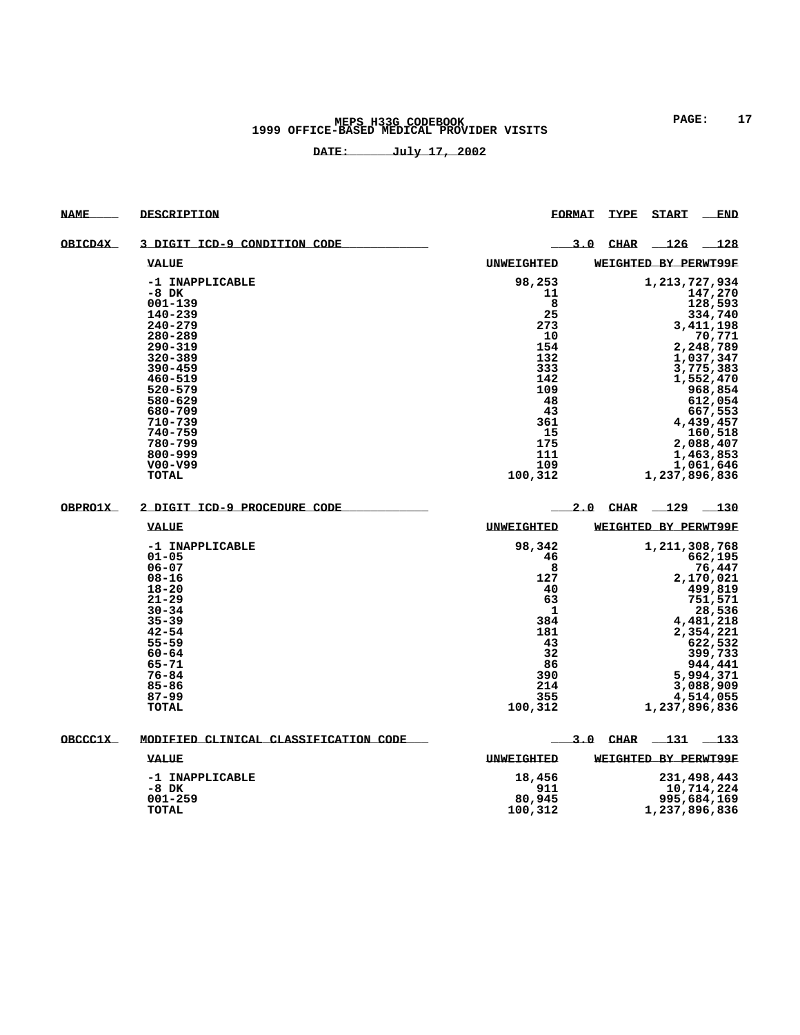# MEPS H33G CODEBOOK
## 1999 OFFICE-BASED MEDICAL PROVIDER VISITS

**DATE: July 17, 2002**

| NAME | DESCRIPTION | FORMAT | TYPE | START | END |
|---|---|---|---|---|---|
| OBICD4X | 3 DIGIT ICD-9 CONDITION CODE | 3.0 | CHAR | 126 | 128 |

| VALUE | UNWEIGHTED | WEIGHTED BY PERWT99F |
|---|---|---|
| -1 INAPPLICABLE | 98,253 | 1,213,727,934 |
| -8 DK | 11 | 147,270 |
| 001-139 | 8 | 128,593 |
| 140-239 | 25 | 334,740 |
| 240-279 | 273 | 3,411,198 |
| 280-289 | 10 | 70,771 |
| 290-319 | 154 | 2,248,789 |
| 320-389 | 132 | 1,037,347 |
| 390-459 | 333 | 3,775,383 |
| 460-519 | 142 | 1,552,470 |
| 520-579 | 109 | 968,854 |
| 580-629 | 48 | 612,054 |
| 680-709 | 43 | 667,553 |
| 710-739 | 361 | 4,439,457 |
| 740-759 | 15 | 160,518 |
| 780-799 | 175 | 2,088,407 |
| 800-999 | 111 | 1,463,853 |
| V00-V99 | 109 | 1,061,646 |
| TOTAL | 100,312 | 1,237,896,836 |

| NAME | DESCRIPTION | FORMAT | TYPE | START | END |
|---|---|---|---|---|---|
| OBPRO1X | 2 DIGIT ICD-9 PROCEDURE CODE | 2.0 | CHAR | 129 | 130 |

| VALUE | UNWEIGHTED | WEIGHTED BY PERWT99F |
|---|---|---|
| -1 INAPPLICABLE | 98,342 | 1,211,308,768 |
| 01-05 | 46 | 662,195 |
| 06-07 | 8 | 76,447 |
| 08-16 | 127 | 2,170,021 |
| 18-20 | 40 | 499,819 |
| 21-29 | 63 | 751,571 |
| 30-34 | 1 | 28,536 |
| 35-39 | 384 | 4,481,218 |
| 42-54 | 181 | 2,354,221 |
| 55-59 | 43 | 622,532 |
| 60-64 | 32 | 399,733 |
| 65-71 | 86 | 944,441 |
| 76-84 | 390 | 5,994,371 |
| 85-86 | 214 | 3,088,909 |
| 87-99 | 355 | 4,514,055 |
| TOTAL | 100,312 | 1,237,896,836 |

| NAME | DESCRIPTION | FORMAT | TYPE | START | END |
|---|---|---|---|---|---|
| OBCCC1X | MODIFIED CLINICAL CLASSIFICATION CODE | 3.0 | CHAR | 131 | 133 |

| VALUE | UNWEIGHTED | WEIGHTED BY PERWT99F |
|---|---|---|
| -1 INAPPLICABLE | 18,456 | 231,498,443 |
| -8 DK | 911 | 10,714,224 |
| 001-259 | 80,945 | 995,684,169 |
| TOTAL | 100,312 | 1,237,896,836 |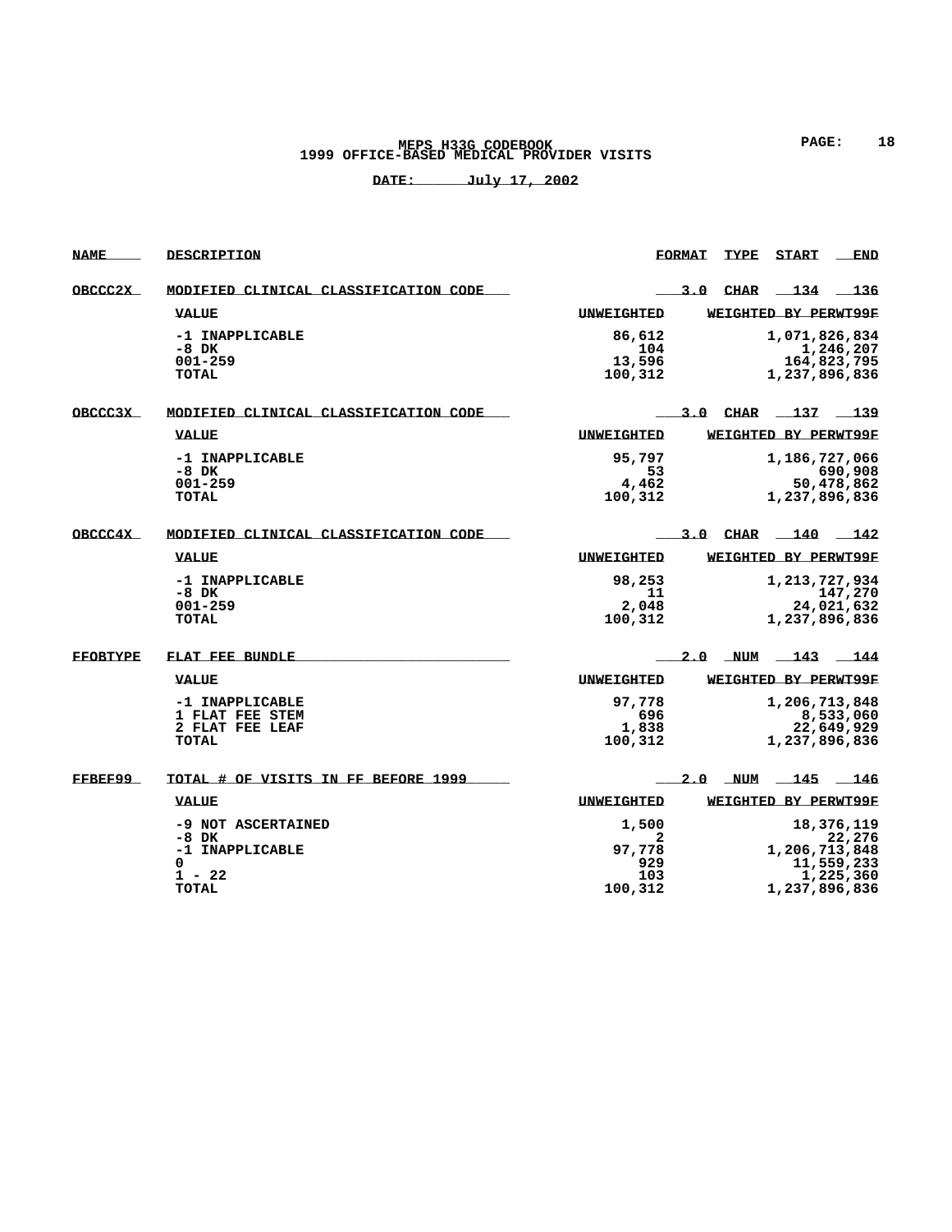| NAME | DESCRIPTION | FORMAT | TYPE | START | END |
|---|---|---|---|---|---|
| OBCCC2X | MODIFIED CLINICAL CLASSIFICATION CODE | 3.0 | CHAR | 134 | 136 |

| VALUE | UNWEIGHTED | WEIGHTED BY PERWT99F |
|---|---|---|
| -1 INAPPLICABLE | 86,612 | 1,071,826,834 |
| -8 DK | 104 | 1,246,207 |
| 001-259 | 13,596 | 164,823,795 |
| TOTAL | 100,312 | 1,237,896,836 |

| NAME | DESCRIPTION | FORMAT | TYPE | START | END |
|---|---|---|---|---|---|
| OBCCC3X | MODIFIED CLINICAL CLASSIFICATION CODE | 3.0 | CHAR | 137 | 139 |

| VALUE | UNWEIGHTED | WEIGHTED BY PERWT99F |
|---|---|---|
| -1 INAPPLICABLE | 95,797 | 1,186,727,066 |
| -8 DK | 53 | 690,908 |
| 001-259 | 4,462 | 50,478,862 |
| TOTAL | 100,312 | 1,237,896,836 |

| NAME | DESCRIPTION | FORMAT | TYPE | START | END |
|---|---|---|---|---|---|
| OBCCC4X | MODIFIED CLINICAL CLASSIFICATION CODE | 3.0 | CHAR | 140 | 142 |

| VALUE | UNWEIGHTED | WEIGHTED BY PERWT99F |
|---|---|---|
| -1 INAPPLICABLE | 98,253 | 1,213,727,934 |
| -8 DK | 11 | 147,270 |
| 001-259 | 2,048 | 24,021,632 |
| TOTAL | 100,312 | 1,237,896,836 |

| NAME | DESCRIPTION | FORMAT | TYPE | START | END |
|---|---|---|---|---|---|
| FFOBTYPE | FLAT FEE BUNDLE | 2.0 | NUM | 143 | 144 |

| VALUE | UNWEIGHTED | WEIGHTED BY PERWT99F |
|---|---|---|
| -1 INAPPLICABLE | 97,778 | 1,206,713,848 |
| 1 FLAT FEE STEM | 696 | 8,533,060 |
| 2 FLAT FEE LEAF | 1,838 | 22,649,929 |
| TOTAL | 100,312 | 1,237,896,836 |

| NAME | DESCRIPTION | FORMAT | TYPE | START | END |
|---|---|---|---|---|---|
| FFBEF99 | TOTAL # OF VISITS IN FF BEFORE 1999 | 2.0 | NUM | 145 | 146 |

| VALUE | UNWEIGHTED | WEIGHTED BY PERWT99F |
|---|---|---|
| -9 NOT ASCERTAINED | 1,500 | 18,376,119 |
| -8 DK | 2 | 22,276 |
| -1 INAPPLICABLE | 97,778 | 1,206,713,848 |
| 0 | 929 | 11,559,233 |
| 1 - 22 | 103 | 1,225,360 |
| TOTAL | 100,312 | 1,237,896,836 |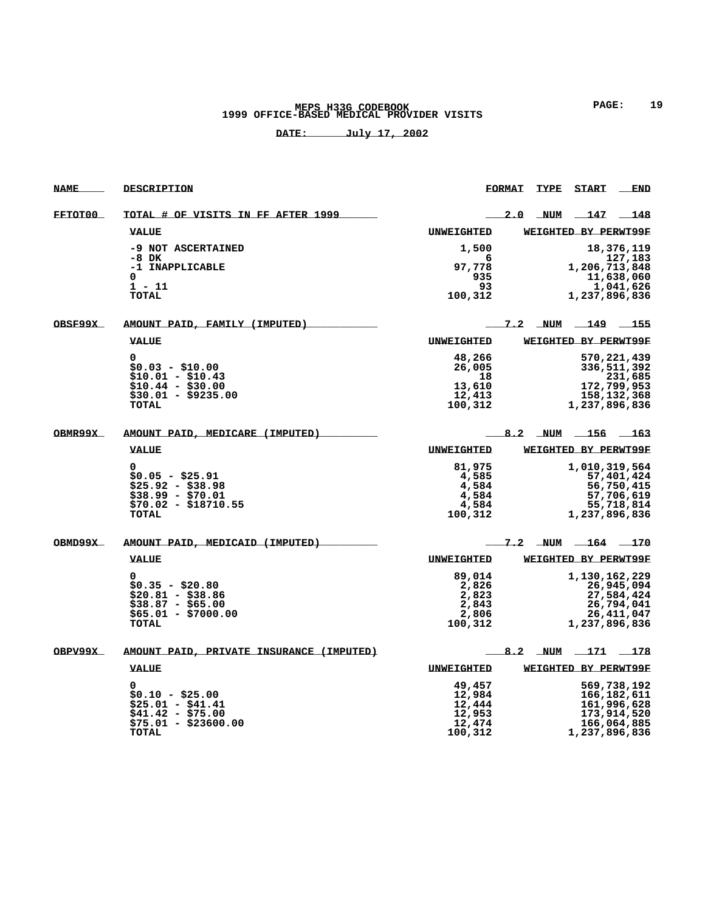MEPS H33G CODEBOOK
1999 OFFICE-BASED MEDICAL PROVIDER VISITS

DATE: July 17, 2002

| NAME | DESCRIPTION | FORMAT | TYPE | START | END |
|---|---|---|---|---|---|
| FFTOT00 | TOTAL # OF VISITS IN FF AFTER 1999 | 2.0 | NUM | 147 | 148 |

| VALUE | UNWEIGHTED | WEIGHTED BY PERWT99F |
|---|---|---|
| -9 NOT ASCERTAINED | 1,500 | 18,376,119 |
| -8 DK | 6 | 127,183 |
| -1 INAPPLICABLE | 97,778 | 1,206,713,848 |
| 0 | 935 | 11,638,060 |
| 1 - 11 | 93 | 1,041,626 |
| TOTAL | 100,312 | 1,237,896,836 |

| NAME | DESCRIPTION | FORMAT | TYPE | START | END |
|---|---|---|---|---|---|
| OBSF99X | AMOUNT PAID, FAMILY (IMPUTED) | 7.2 | NUM | 149 | 155 |

| VALUE | UNWEIGHTED | WEIGHTED BY PERWT99F |
|---|---|---|
| 0 | 48,266 | 570,221,439 |
| $0.03 - $10.00 | 26,005 | 336,511,392 |
| $10.01 - $10.43 | 18 | 231,685 |
| $10.44 - $30.00 | 13,610 | 172,799,953 |
| $30.01 - $9235.00 | 12,413 | 158,132,368 |
| TOTAL | 100,312 | 1,237,896,836 |

| NAME | DESCRIPTION | FORMAT | TYPE | START | END |
|---|---|---|---|---|---|
| OBMR99X | AMOUNT PAID, MEDICARE (IMPUTED) | 8.2 | NUM | 156 | 163 |

| VALUE | UNWEIGHTED | WEIGHTED BY PERWT99F |
|---|---|---|
| 0 | 81,975 | 1,010,319,564 |
| $0.05 - $25.91 | 4,585 | 57,401,424 |
| $25.92 - $38.98 | 4,584 | 56,750,415 |
| $38.99 - $70.01 | 4,584 | 57,706,619 |
| $70.02 - $18710.55 | 4,584 | 55,718,814 |
| TOTAL | 100,312 | 1,237,896,836 |

| NAME | DESCRIPTION | FORMAT | TYPE | START | END |
|---|---|---|---|---|---|
| OBMD99X | AMOUNT PAID, MEDICAID (IMPUTED) | 7.2 | NUM | 164 | 170 |

| VALUE | UNWEIGHTED | WEIGHTED BY PERWT99F |
|---|---|---|
| 0 | 89,014 | 1,130,162,229 |
| $0.35 - $20.80 | 2,826 | 26,945,094 |
| $20.81 - $38.86 | 2,823 | 27,584,424 |
| $38.87 - $65.00 | 2,843 | 26,794,041 |
| $65.01 - $7000.00 | 2,806 | 26,411,047 |
| TOTAL | 100,312 | 1,237,896,836 |

| NAME | DESCRIPTION | FORMAT | TYPE | START | END |
|---|---|---|---|---|---|
| OBPV99X | AMOUNT PAID, PRIVATE INSURANCE (IMPUTED) | 8.2 | NUM | 171 | 178 |

| VALUE | UNWEIGHTED | WEIGHTED BY PERWT99F |
|---|---|---|
| 0 | 49,457 | 569,738,192 |
| $0.10 - $25.00 | 12,984 | 166,182,611 |
| $25.01 - $41.41 | 12,444 | 161,996,628 |
| $41.42 - $75.00 | 12,953 | 173,914,520 |
| $75.01 - $23600.00 | 12,474 | 166,064,885 |
| TOTAL | 100,312 | 1,237,896,836 |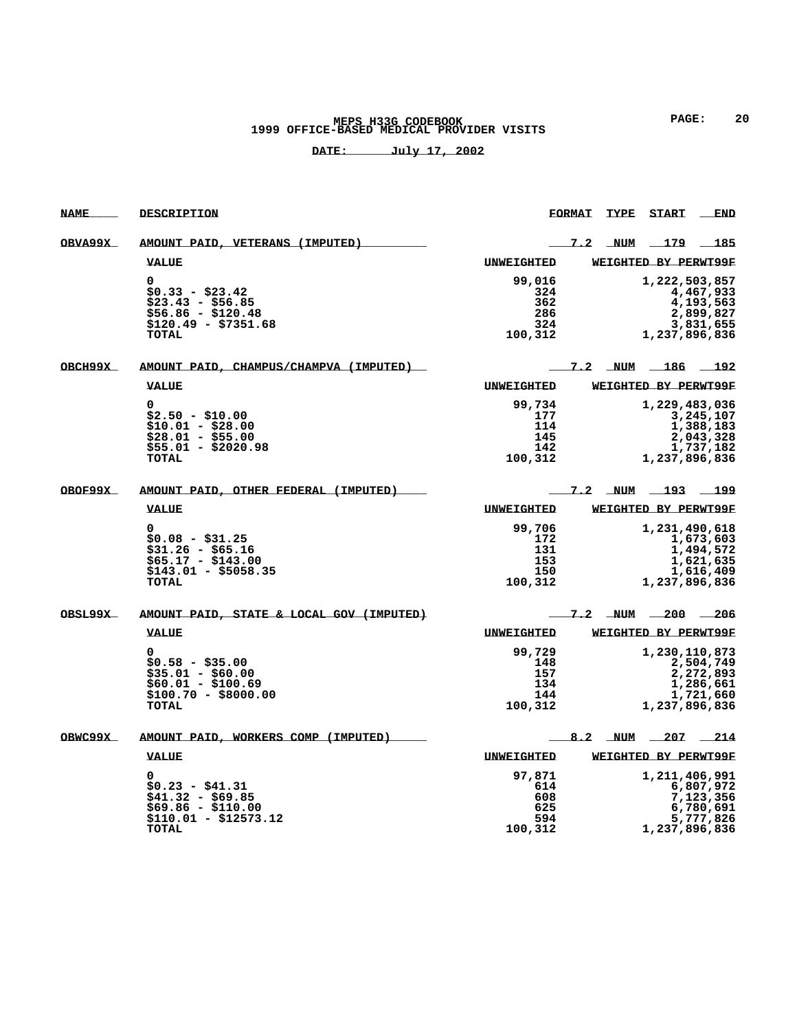| NAME | DESCRIPTION | FORMAT | TYPE | START | END |
|---|---|---|---|---|---|
| OBVA99X | AMOUNT PAID, VETERANS (IMPUTED) | 7.2 | NUM | 179 | 185 |

| VALUE | UNWEIGHTED | WEIGHTED BY PERWT99F |
|---|---|---|
| 0 | 99,016 | 1,222,503,857 |
| $0.33 - $23.42 | 324 | 4,467,933 |
| $23.43 - $56.85 | 362 | 4,193,563 |
| $56.86 - $120.48 | 286 | 2,899,827 |
| $120.49 - $7351.68 | 324 | 3,831,655 |
| TOTAL | 100,312 | 1,237,896,836 |

| NAME | DESCRIPTION | FORMAT | TYPE | START | END |
|---|---|---|---|---|---|
| OBCH99X | AMOUNT PAID, CHAMPUS/CHAMPVA (IMPUTED) | 7.2 | NUM | 186 | 192 |

| VALUE | UNWEIGHTED | WEIGHTED BY PERWT99F |
|---|---|---|
| 0 | 99,734 | 1,229,483,036 |
| $2.50 - $10.00 | 177 | 3,245,107 |
| $10.01 - $28.00 | 114 | 1,388,183 |
| $28.01 - $55.00 | 145 | 2,043,328 |
| $55.01 - $2020.98 | 142 | 1,737,182 |
| TOTAL | 100,312 | 1,237,896,836 |

| NAME | DESCRIPTION | FORMAT | TYPE | START | END |
|---|---|---|---|---|---|
| OBOF99X | AMOUNT PAID, OTHER FEDERAL (IMPUTED) | 7.2 | NUM | 193 | 199 |

| VALUE | UNWEIGHTED | WEIGHTED BY PERWT99F |
|---|---|---|
| 0 | 99,706 | 1,231,490,618 |
| $0.08 - $31.25 | 172 | 1,673,603 |
| $31.26 - $65.16 | 131 | 1,494,572 |
| $65.17 - $143.00 | 153 | 1,621,635 |
| $143.01 - $5058.35 | 150 | 1,616,409 |
| TOTAL | 100,312 | 1,237,896,836 |

| NAME | DESCRIPTION | FORMAT | TYPE | START | END |
|---|---|---|---|---|---|
| OBSL99X | AMOUNT PAID, STATE & LOCAL GOV (IMPUTED) | 7.2 | NUM | 200 | 206 |

| VALUE | UNWEIGHTED | WEIGHTED BY PERWT99F |
|---|---|---|
| 0 | 99,729 | 1,230,110,873 |
| $0.58 - $35.00 | 148 | 2,504,749 |
| $35.01 - $60.00 | 157 | 2,272,893 |
| $60.01 - $100.69 | 134 | 1,286,661 |
| $100.70 - $8000.00 | 144 | 1,721,660 |
| TOTAL | 100,312 | 1,237,896,836 |

| NAME | DESCRIPTION | FORMAT | TYPE | START | END |
|---|---|---|---|---|---|
| OBWC99X | AMOUNT PAID, WORKERS COMP (IMPUTED) | 8.2 | NUM | 207 | 214 |

| VALUE | UNWEIGHTED | WEIGHTED BY PERWT99F |
|---|---|---|
| 0 | 97,871 | 1,211,406,991 |
| $0.23 - $41.31 | 614 | 6,807,972 |
| $41.32 - $69.85 | 608 | 7,123,356 |
| $69.86 - $110.00 | 625 | 6,780,691 |
| $110.01 - $12573.12 | 594 | 5,777,826 |
| TOTAL | 100,312 | 1,237,896,836 |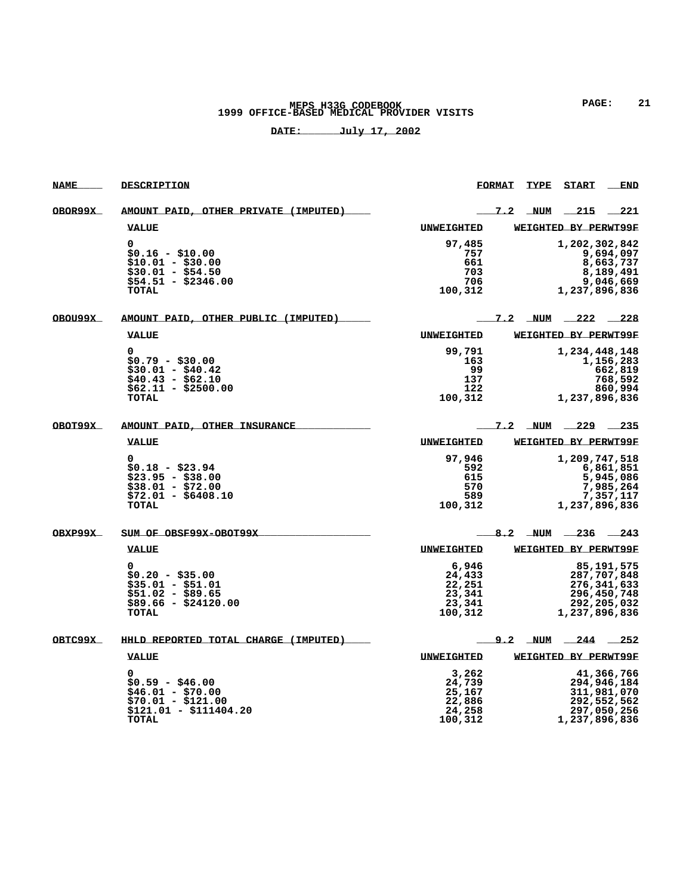| NAME | DESCRIPTION | FORMAT | TYPE | START | END |
|---|---|---|---|---|---|
| OBOR99X | AMOUNT PAID, OTHER PRIVATE (IMPUTED) | 7.2 | NUM | 215 | 221 |

| VALUE | UNWEIGHTED | WEIGHTED BY PERWT99F |
|---|---|---|
| 0 | 97,485 | 1,202,302,842 |
| $0.16 - $10.00 | 757 | 9,694,097 |
| $10.01 - $30.00 | 661 | 8,663,737 |
| $30.01 - $54.50 | 703 | 8,189,491 |
| $54.51 - $2346.00 | 706 | 9,046,669 |
| TOTAL | 100,312 | 1,237,896,836 |

| NAME | DESCRIPTION | FORMAT | TYPE | START | END |
|---|---|---|---|---|---|
| OBOU99X | AMOUNT PAID, OTHER PUBLIC (IMPUTED) | 7.2 | NUM | 222 | 228 |

| VALUE | UNWEIGHTED | WEIGHTED BY PERWT99F |
|---|---|---|
| 0 | 99,791 | 1,234,448,148 |
| $0.79 - $30.00 | 163 | 1,156,283 |
| $30.01 - $40.42 | 99 | 662,819 |
| $40.43 - $62.10 | 137 | 768,592 |
| $62.11 - $2500.00 | 122 | 860,994 |
| TOTAL | 100,312 | 1,237,896,836 |

| NAME | DESCRIPTION | FORMAT | TYPE | START | END |
|---|---|---|---|---|---|
| OBOT99X | AMOUNT PAID, OTHER INSURANCE | 7.2 | NUM | 229 | 235 |

| VALUE | UNWEIGHTED | WEIGHTED BY PERWT99F |
|---|---|---|
| 0 | 97,946 | 1,209,747,518 |
| $0.18 - $23.94 | 592 | 6,861,851 |
| $23.95 - $38.00 | 615 | 5,945,086 |
| $38.01 - $72.00 | 570 | 7,985,264 |
| $72.01 - $6408.10 | 589 | 7,357,117 |
| TOTAL | 100,312 | 1,237,896,836 |

| NAME | DESCRIPTION | FORMAT | TYPE | START | END |
|---|---|---|---|---|---|
| OBXP99X | SUM OF OBSF99X-OBOT99X | 8.2 | NUM | 236 | 243 |

| VALUE | UNWEIGHTED | WEIGHTED BY PERWT99F |
|---|---|---|
| 0 | 6,946 | 85,191,575 |
| $0.20 - $35.00 | 24,433 | 287,707,848 |
| $35.01 - $51.01 | 22,251 | 276,341,633 |
| $51.02 - $89.65 | 23,341 | 296,450,748 |
| $89.66 - $24120.00 | 23,341 | 292,205,032 |
| TOTAL | 100,312 | 1,237,896,836 |

| NAME | DESCRIPTION | FORMAT | TYPE | START | END |
|---|---|---|---|---|---|
| OBTC99X | HHLD REPORTED TOTAL CHARGE (IMPUTED) | 9.2 | NUM | 244 | 252 |

| VALUE | UNWEIGHTED | WEIGHTED BY PERWT99F |
|---|---|---|
| 0 | 3,262 | 41,366,766 |
| $0.59 - $46.00 | 24,739 | 294,946,184 |
| $46.01 - $70.00 | 25,167 | 311,981,070 |
| $70.01 - $121.00 | 22,886 | 292,552,562 |
| $121.01 - $111404.20 | 24,258 | 297,050,256 |
| TOTAL | 100,312 | 1,237,896,836 |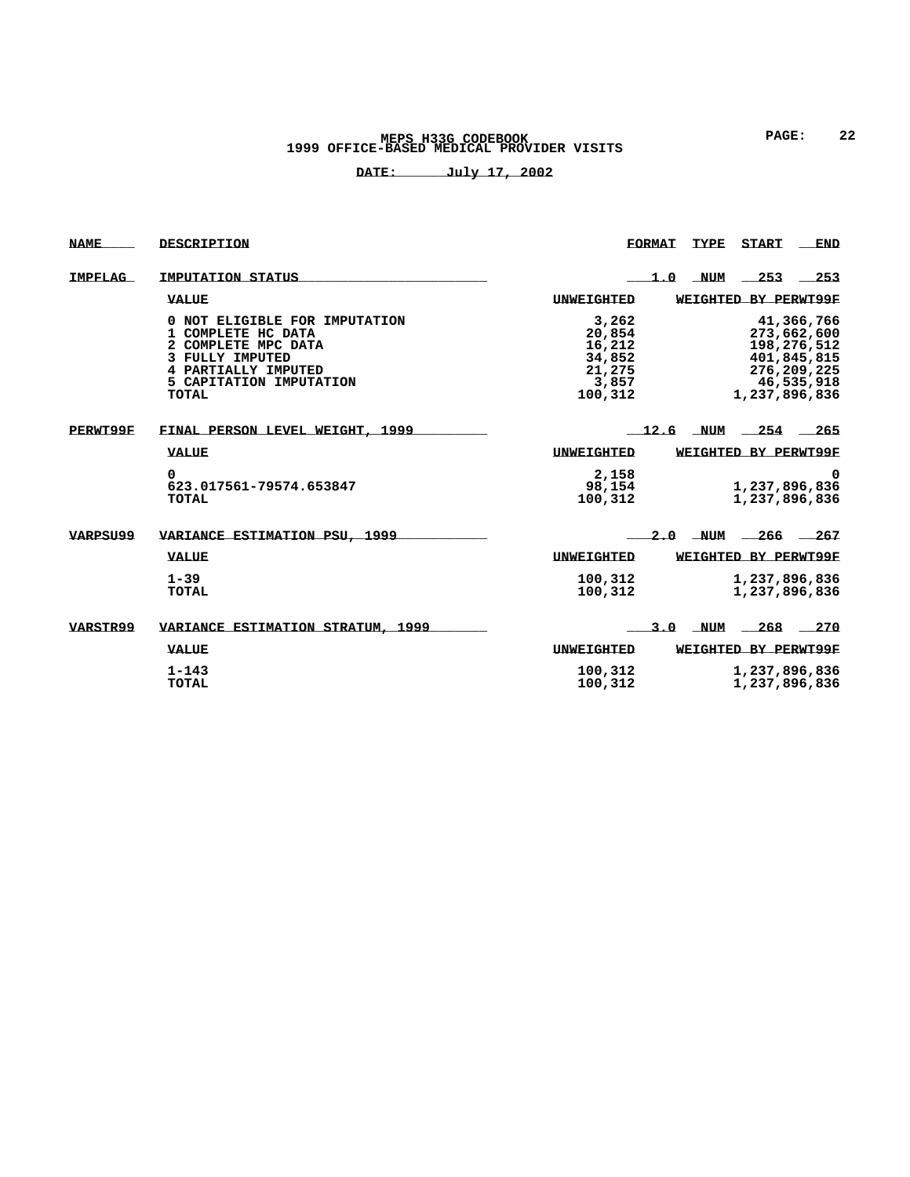| NAME | DESCRIPTION | FORMAT | TYPE | START | END |
|---|---|---|---|---|---|
| IMPFLAG | IMPUTATION STATUS | 1.0 | NUM | 253 | 253 |

| VALUE | UNWEIGHTED | WEIGHTED BY PERWT99F |
|---|---|---|
| 0 NOT ELIGIBLE FOR IMPUTATION | 3,262 | 41,366,766 |
| 1 COMPLETE HC DATA | 20,854 | 273,662,600 |
| 2 COMPLETE MPC DATA | 16,212 | 198,276,512 |
| 3 FULLY IMPUTED | 34,852 | 401,845,815 |
| 4 PARTIALLY IMPUTED | 21,275 | 276,209,225 |
| 5 CAPITATION IMPUTATION | 3,857 | 46,535,918 |
| TOTAL | 100,312 | 1,237,896,836 |

| NAME | DESCRIPTION | FORMAT | TYPE | START | END |
|---|---|---|---|---|---|
| PERWT99F | FINAL PERSON LEVEL WEIGHT, 1999 | 12.6 | NUM | 254 | 265 |

| VALUE | UNWEIGHTED | WEIGHTED BY PERWT99F |
|---|---|---|
| 0 | 2,158 | 0 |
| 623.017561-79574.653847 | 98,154 | 1,237,896,836 |
| TOTAL | 100,312 | 1,237,896,836 |

| NAME | DESCRIPTION | FORMAT | TYPE | START | END |
|---|---|---|---|---|---|
| VARPSU99 | VARIANCE ESTIMATION PSU, 1999 | 2.0 | NUM | 266 | 267 |

| VALUE | UNWEIGHTED | WEIGHTED BY PERWT99F |
|---|---|---|
| 1-39 | 100,312 | 1,237,896,836 |
| TOTAL | 100,312 | 1,237,896,836 |

| NAME | DESCRIPTION | FORMAT | TYPE | START | END |
|---|---|---|---|---|---|
| VARSTR99 | VARIANCE ESTIMATION STRATUM, 1999 | 3.0 | NUM | 268 | 270 |

| VALUE | UNWEIGHTED | WEIGHTED BY PERWT99F |
|---|---|---|
| 1-143 | 100,312 | 1,237,896,836 |
| TOTAL | 100,312 | 1,237,896,836 |